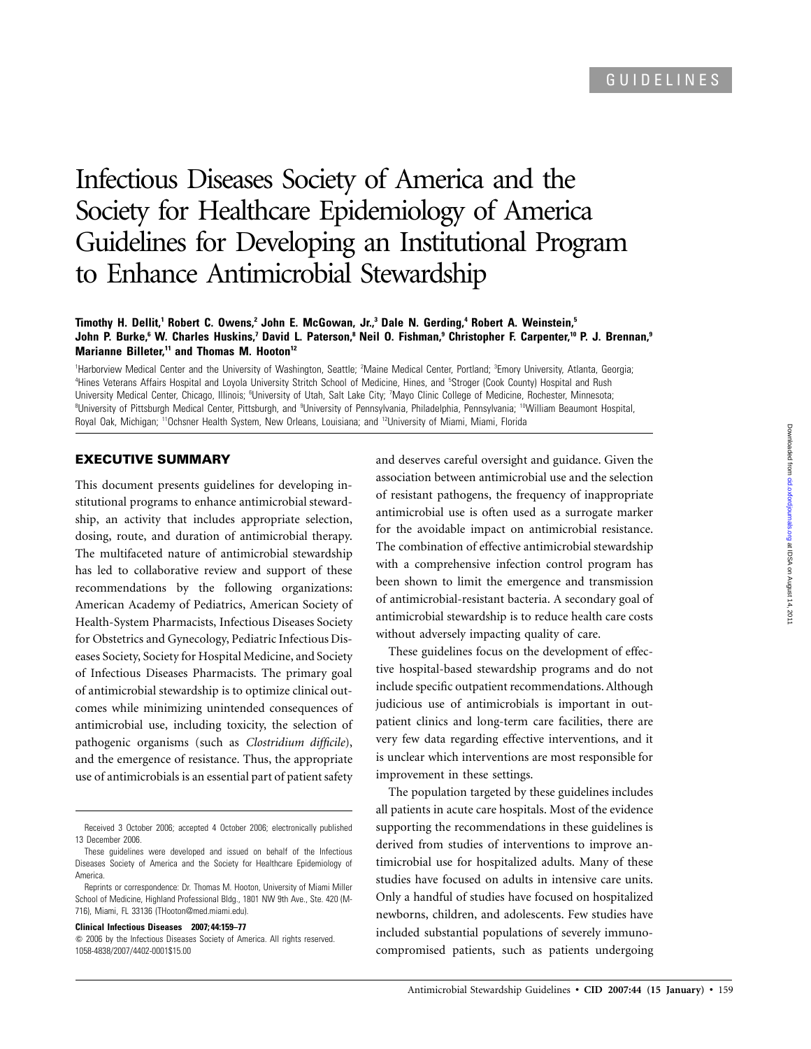GUIDELINES

# Infectious Diseases Society of America and the Society for Healthcare Epidemiology of America Guidelines for Developing an Institutional Program to Enhance Antimicrobial Stewardship

**Timothy H. Dellit,[1] Robert C. Owens,[2] John E. McGowan, Jr.,[3] Dale N. Gerding,[4] Robert A. Weinstein,[5] John P. Burke,[6] W. Charles Huskins,[7] David L. Paterson,[8] Neil O. Fishman,[9] Christopher F. Carpenter,[10] P. J. Brennan,[9] Marianne Billeter,[11] and Thomas M. Hooton[12]**

[1]Harborview Medical Center and the University of Washington, Seattle; [2]Maine Medical Center, Portland; [3]Emory University, Atlanta, Georgia; [4]Hines Veterans Affairs Hospital and Loyola University Stritch School of Medicine, Hines, and [5]Stroger (Cook County) Hospital and Rush University Medical Center, Chicago, Illinois; [6]University of Utah, Salt Lake City; [7]Mayo Clinic College of Medicine, Rochester, Minnesota; [8]University of Pittsburgh Medical Center, Pittsburgh, and [9]University of Pennsylvania, Philadelphia, Pennsylvania; [10]William Beaumont Hospital, Royal Oak, Michigan; [11]Ochsner Health System, New Orleans, Louisiana; and [12]University of Miami, Miami, Florida

## EXECUTIVE SUMMARY

This document presents guidelines for developing institutional programs to enhance antimicrobial stewardship, an activity that includes appropriate selection, dosing, route, and duration of antimicrobial therapy. The multifaceted nature of antimicrobial stewardship has led to collaborative review and support of these recommendations by the following organizations: American Academy of Pediatrics, American Society of Health-System Pharmacists, Infectious Diseases Society for Obstetrics and Gynecology, Pediatric Infectious Diseases Society, Society for Hospital Medicine, and Society of Infectious Diseases Pharmacists. The primary goal of antimicrobial stewardship is to optimize clinical outcomes while minimizing unintended consequences of antimicrobial use, including toxicity, the selection of pathogenic organisms (such as *Clostridium difficile*), and the emergence of resistance. Thus, the appropriate use of antimicrobials is an essential part of patient safety and deserves careful oversight and guidance. Given the association between antimicrobial use and the selection of resistant pathogens, the frequency of inappropriate antimicrobial use is often used as a surrogate marker for the avoidable impact on antimicrobial resistance. The combination of effective antimicrobial stewardship with a comprehensive infection control program has been shown to limit the emergence and transmission of antimicrobial-resistant bacteria. A secondary goal of antimicrobial stewardship is to reduce health care costs without adversely impacting quality of care.

These guidelines focus on the development of effective hospital-based stewardship programs and do not include specific outpatient recommendations. Although judicious use of antimicrobials is important in outpatient clinics and long-term care facilities, there are very few data regarding effective interventions, and it is unclear which interventions are most responsible for improvement in these settings.

The population targeted by these guidelines includes all patients in acute care hospitals. Most of the evidence supporting the recommendations in these guidelines is derived from studies of interventions to improve antimicrobial use for hospitalized adults. Many of these studies have focused on adults in intensive care units. Only a handful of studies have focused on hospitalized newborns, children, and adolescents. Few studies have included substantial populations of severely immunocompromised patients, such as patients undergoing

---

Received 3 October 2006; accepted 4 October 2006; electronically published 13 December 2006.

These guidelines were developed and issued on behalf of the Infectious Diseases Society of America and the Society for Healthcare Epidemiology of America.

Reprints or correspondence: Dr. Thomas M. Hooton, University of Miami Miller School of Medicine, Highland Professional Bldg., 1801 NW 9th Ave., Ste. 420 (M-716), Miami, FL 33136 (THooton@med.miami.edu).

**Clinical Infectious Diseases 2007; 44:159–77**

© 2006 by the Infectious Diseases Society of America. All rights reserved. 1058-4838/2007/4402-0001$15.00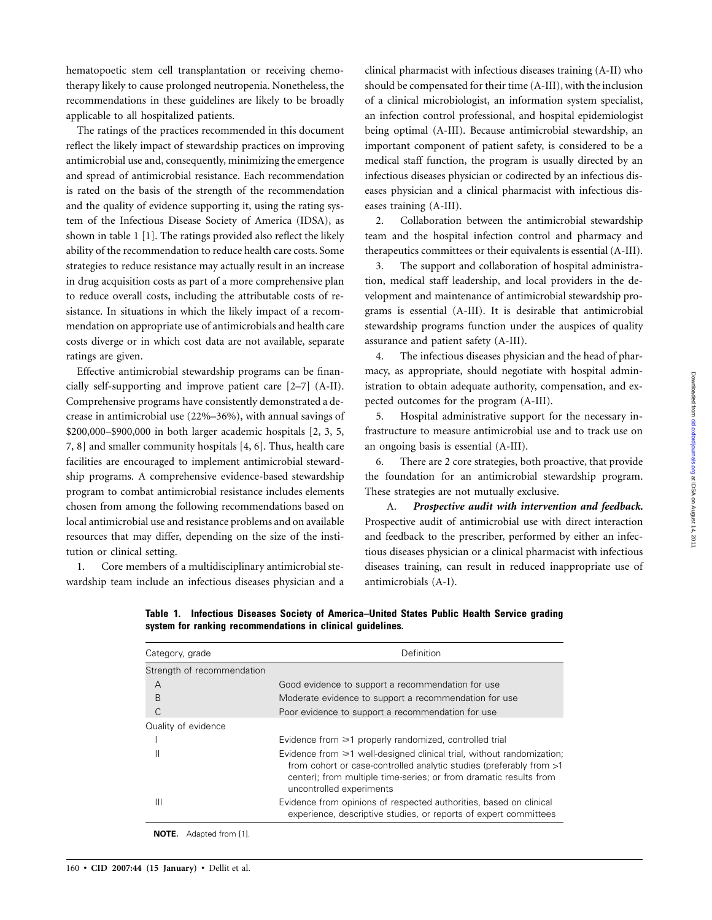hematopoetic stem cell transplantation or receiving chemotherapy likely to cause prolonged neutropenia. Nonetheless, the recommendations in these guidelines are likely to be broadly applicable to all hospitalized patients.

The ratings of the practices recommended in this document reflect the likely impact of stewardship practices on improving antimicrobial use and, consequently, minimizing the emergence and spread of antimicrobial resistance. Each recommendation is rated on the basis of the strength of the recommendation and the quality of evidence supporting it, using the rating system of the Infectious Disease Society of America (IDSA), as shown in table 1 [1]. The ratings provided also reflect the likely ability of the recommendation to reduce health care costs. Some strategies to reduce resistance may actually result in an increase in drug acquisition costs as part of a more comprehensive plan to reduce overall costs, including the attributable costs of resistance. In situations in which the likely impact of a recommendation on appropriate use of antimicrobials and health care costs diverge or in which cost data are not available, separate ratings are given.

Effective antimicrobial stewardship programs can be financially self-supporting and improve patient care [2–7] (A-II). Comprehensive programs have consistently demonstrated a decrease in antimicrobial use (22%–36%), with annual savings of \$200,000–\$900,000 in both larger academic hospitals [2, 3, 5, 7, 8] and smaller community hospitals [4, 6]. Thus, health care facilities are encouraged to implement antimicrobial stewardship programs. A comprehensive evidence-based stewardship program to combat antimicrobial resistance includes elements chosen from among the following recommendations based on local antimicrobial use and resistance problems and on available resources that may differ, depending on the size of the institution or clinical setting.

1. Core members of a multidisciplinary antimicrobial stewardship team include an infectious diseases physician and a clinical pharmacist with infectious diseases training (A-II) who should be compensated for their time (A-III), with the inclusion of a clinical microbiologist, an information system specialist, an infection control professional, and hospital epidemiologist being optimal (A-III). Because antimicrobial stewardship, an important component of patient safety, is considered to be a medical staff function, the program is usually directed by an infectious diseases physician or codirected by an infectious diseases physician and a clinical pharmacist with infectious diseases training (A-III).

2. Collaboration between the antimicrobial stewardship team and the hospital infection control and pharmacy and therapeutics committees or their equivalents is essential (A-III).

3. The support and collaboration of hospital administration, medical staff leadership, and local providers in the development and maintenance of antimicrobial stewardship programs is essential (A-III). It is desirable that antimicrobial stewardship programs function under the auspices of quality assurance and patient safety (A-III).

4. The infectious diseases physician and the head of pharmacy, as appropriate, should negotiate with hospital administration to obtain adequate authority, compensation, and expected outcomes for the program (A-III).

5. Hospital administrative support for the necessary infrastructure to measure antimicrobial use and to track use on an ongoing basis is essential (A-III).

6. There are 2 core strategies, both proactive, that provide the foundation for an antimicrobial stewardship program. These strategies are not mutually exclusive.

A. ***Prospective audit with intervention and feedback.*** Prospective audit of antimicrobial use with direct interaction and feedback to the prescriber, performed by either an infectious diseases physician or a clinical pharmacist with infectious diseases training, can result in reduced inappropriate use of antimicrobials (A-I).

**Table 1. Infectious Diseases Society of America–United States Public Health Service grading system for ranking recommendations in clinical guidelines.**

| Category, grade | Definition |
|---|---|
| Strength of recommendation | |
| A | Good evidence to support a recommendation for use |
| B | Moderate evidence to support a recommendation for use |
| C | Poor evidence to support a recommendation for use |
| Quality of evidence | |
| I | Evidence from ⩾1 properly randomized, controlled trial |
| II | Evidence from ⩾1 well-designed clinical trial, without randomization; from cohort or case-controlled analytic studies (preferably from >1 center); from multiple time-series; or from dramatic results from uncontrolled experiments |
| III | Evidence from opinions of respected authorities, based on clinical experience, descriptive studies, or reports of expert committees |

**NOTE.** Adapted from [1].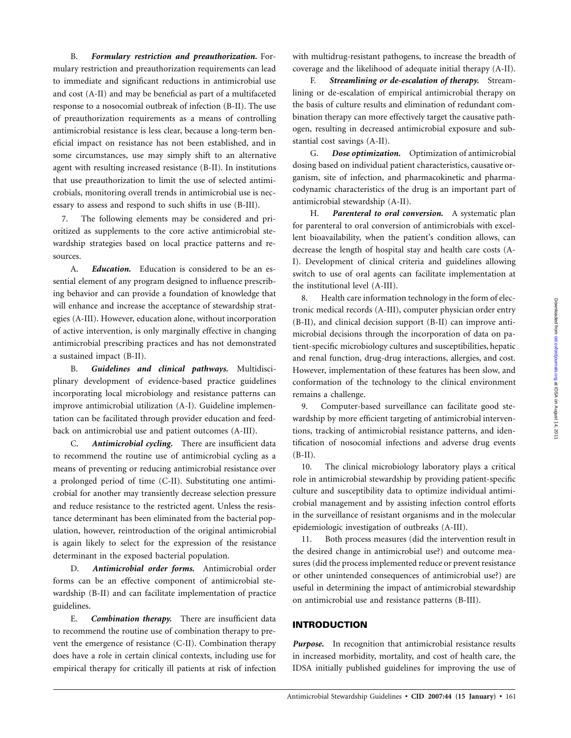B. ***Formulary restriction and preauthorization.*** Formulary restriction and preauthorization requirements can lead to immediate and significant reductions in antimicrobial use and cost (A-II) and may be beneficial as part of a multifaceted response to a nosocomial outbreak of infection (B-II). The use of preauthorization requirements as a means of controlling antimicrobial resistance is less clear, because a long-term beneficial impact on resistance has not been established, and in some circumstances, use may simply shift to an alternative agent with resulting increased resistance (B-II). In institutions that use preauthorization to limit the use of selected antimicrobials, monitoring overall trends in antimicrobial use is necessary to assess and respond to such shifts in use (B-III).

7. The following elements may be considered and prioritized as supplements to the core active antimicrobial stewardship strategies based on local practice patterns and resources.

A. ***Education.*** Education is considered to be an essential element of any program designed to influence prescribing behavior and can provide a foundation of knowledge that will enhance and increase the acceptance of stewardship strategies (A-III). However, education alone, without incorporation of active intervention, is only marginally effective in changing antimicrobial prescribing practices and has not demonstrated a sustained impact (B-II).

B. ***Guidelines and clinical pathways.*** Multidisciplinary development of evidence-based practice guidelines incorporating local microbiology and resistance patterns can improve antimicrobial utilization (A-I). Guideline implementation can be facilitated through provider education and feedback on antimicrobial use and patient outcomes (A-III).

C. ***Antimicrobial cycling.*** There are insufficient data to recommend the routine use of antimicrobial cycling as a means of preventing or reducing antimicrobial resistance over a prolonged period of time (C-II). Substituting one antimicrobial for another may transiently decrease selection pressure and reduce resistance to the restricted agent. Unless the resistance determinant has been eliminated from the bacterial population, however, reintroduction of the original antimicrobial is again likely to select for the expression of the resistance determinant in the exposed bacterial population.

D. ***Antimicrobial order forms.*** Antimicrobial order forms can be an effective component of antimicrobial stewardship (B-II) and can facilitate implementation of practice guidelines.

E. ***Combination therapy.*** There are insufficient data to recommend the routine use of combination therapy to prevent the emergence of resistance (C-II). Combination therapy does have a role in certain clinical contexts, including use for empirical therapy for critically ill patients at risk of infection with multidrug-resistant pathogens, to increase the breadth of coverage and the likelihood of adequate initial therapy (A-II).

F. ***Streamlining or de-escalation of therapy.*** Streamlining or de-escalation of empirical antimicrobial therapy on the basis of culture results and elimination of redundant combination therapy can more effectively target the causative pathogen, resulting in decreased antimicrobial exposure and substantial cost savings (A-II).

G. ***Dose optimization.*** Optimization of antimicrobial dosing based on individual patient characteristics, causative organism, site of infection, and pharmacokinetic and pharmacodynamic characteristics of the drug is an important part of antimicrobial stewardship (A-II).

H. ***Parenteral to oral conversion.*** A systematic plan for parenteral to oral conversion of antimicrobials with excellent bioavailability, when the patient's condition allows, can decrease the length of hospital stay and health care costs (A-I). Development of clinical criteria and guidelines allowing switch to use of oral agents can facilitate implementation at the institutional level (A-III).

8. Health care information technology in the form of electronic medical records (A-III), computer physician order entry (B-II), and clinical decision support (B-II) can improve antimicrobial decisions through the incorporation of data on patient-specific microbiology cultures and susceptibilities, hepatic and renal function, drug-drug interactions, allergies, and cost. However, implementation of these features has been slow, and conformation of the technology to the clinical environment remains a challenge.

9. Computer-based surveillance can facilitate good stewardship by more efficient targeting of antimicrobial interventions, tracking of antimicrobial resistance patterns, and identification of nosocomial infections and adverse drug events (B-II).

10. The clinical microbiology laboratory plays a critical role in antimicrobial stewardship by providing patient-specific culture and susceptibility data to optimize individual antimicrobial management and by assisting infection control efforts in the surveillance of resistant organisms and in the molecular epidemiologic investigation of outbreaks (A-III).

11. Both process measures (did the intervention result in the desired change in antimicrobial use?) and outcome measures (did the process implemented reduce or prevent resistance or other unintended consequences of antimicrobial use?) are useful in determining the impact of antimicrobial stewardship on antimicrobial use and resistance patterns (B-III).

## INTRODUCTION

***Purpose.*** In recognition that antimicrobial resistance results in increased morbidity, mortality, and cost of health care, the IDSA initially published guidelines for improving the use of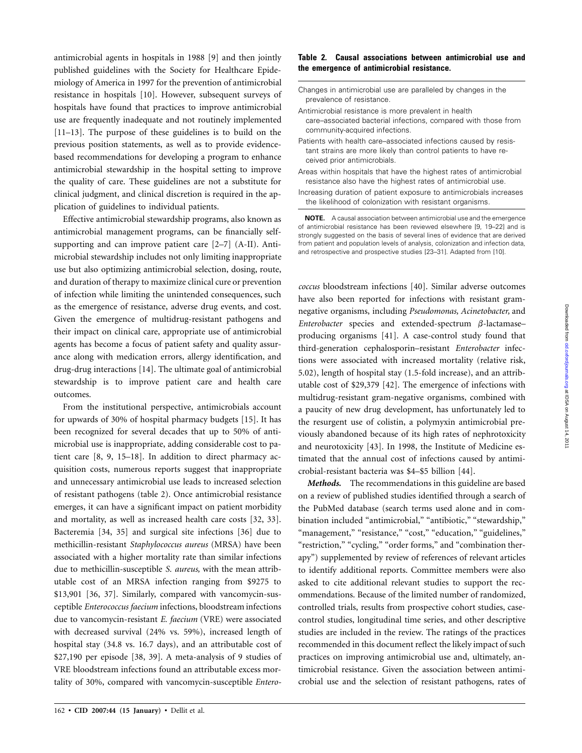antimicrobial agents in hospitals in 1988 [9] and then jointly published guidelines with the Society for Healthcare Epidemiology of America in 1997 for the prevention of antimicrobial resistance in hospitals [10]. However, subsequent surveys of hospitals have found that practices to improve antimicrobial use are frequently inadequate and not routinely implemented [11–13]. The purpose of these guidelines is to build on the previous position statements, as well as to provide evidence-based recommendations for developing a program to enhance antimicrobial stewardship in the hospital setting to improve the quality of care. These guidelines are not a substitute for clinical judgment, and clinical discretion is required in the application of guidelines to individual patients.

Effective antimicrobial stewardship programs, also known as antimicrobial management programs, can be financially self-supporting and can improve patient care [2–7] (A-II). Antimicrobial stewardship includes not only limiting inappropriate use but also optimizing antimicrobial selection, dosing, route, and duration of therapy to maximize clinical cure or prevention of infection while limiting the unintended consequences, such as the emergence of resistance, adverse drug events, and cost. Given the emergence of multidrug-resistant pathogens and their impact on clinical care, appropriate use of antimicrobial agents has become a focus of patient safety and quality assurance along with medication errors, allergy identification, and drug-drug interactions [14]. The ultimate goal of antimicrobial stewardship is to improve patient care and health care outcomes.

From the institutional perspective, antimicrobials account for upwards of 30% of hospital pharmacy budgets [15]. It has been recognized for several decades that up to 50% of antimicrobial use is inappropriate, adding considerable cost to patient care [8, 9, 15–18]. In addition to direct pharmacy acquisition costs, numerous reports suggest that inappropriate and unnecessary antimicrobial use leads to increased selection of resistant pathogens (table 2). Once antimicrobial resistance emerges, it can have a significant impact on patient morbidity and mortality, as well as increased health care costs [32, 33]. Bacteremia [34, 35] and surgical site infections [36] due to methicillin-resistant *Staphylococcus aureus* (MRSA) have been associated with a higher mortality rate than similar infections due to methicillin-susceptible *S. aureus,* with the mean attributable cost of an MRSA infection ranging from \$9275 to \$13,901 [36, 37]. Similarly, compared with vancomycin-susceptible *Enterococcus faecium* infections, bloodstream infections due to vancomycin-resistant *E. faecium* (VRE) were associated with decreased survival (24% vs. 59%), increased length of hospital stay (34.8 vs. 16.7 days), and an attributable cost of \$27,190 per episode [38, 39]. A meta-analysis of 9 studies of VRE bloodstream infections found an attributable excess mortality of 30%, compared with vancomycin-susceptible *Enterococcus* bloodstream infections [40]. Similar adverse outcomes have also been reported for infections with resistant gram-negative organisms, including *Pseudomonas, Acinetobacter,* and *Enterobacter* species and extended-spectrum $\beta$-lactamase–producing organisms [41]. A case-control study found that third-generation cephalosporin–resistant *Enterobacter* infections were associated with increased mortality (relative risk, 5.02), length of hospital stay (1.5-fold increase), and an attributable cost of \$29,379 [42]. The emergence of infections with multidrug-resistant gram-negative organisms, combined with a paucity of new drug development, has unfortunately led to the resurgent use of colistin, a polymyxin antimicrobial previously abandoned because of its high rates of nephrotoxicity and neurotoxicity [43]. In 1998, the Institute of Medicine estimated that the annual cost of infections caused by antimicrobial-resistant bacteria was \$4–\$5 billion [44].

**Table 2. Causal associations between antimicrobial use and the emergence of antimicrobial resistance.**

| |
|---|
| Changes in antimicrobial use are paralleled by changes in the prevalence of resistance. |
| Antimicrobial resistance is more prevalent in health care–associated bacterial infections, compared with those from community-acquired infections. |
| Patients with health care–associated infections caused by resistant strains are more likely than control patients to have received prior antimicrobials. |
| Areas within hospitals that have the highest rates of antimicrobial resistance also have the highest rates of antimicrobial use. |
| Increasing duration of patient exposure to antimicrobials increases the likelihood of colonization with resistant organisms. |

**NOTE.** A causal association between antimicrobial use and the emergence of antimicrobial resistance has been reviewed elsewhere [9, 19–22] and is strongly suggested on the basis of several lines of evidence that are derived from patient and population levels of analysis, colonization and infection data, and retrospective and prospective studies [23–31]. Adapted from [10].

***Methods.*** The recommendations in this guideline are based on a review of published studies identified through a search of the PubMed database (search terms used alone and in combination included "antimicrobial," "antibiotic," "stewardship," "management," "resistance," "cost," "education," "guidelines," "restriction," "cycling," "order forms," and "combination therapy") supplemented by review of references of relevant articles to identify additional reports. Committee members were also asked to cite additional relevant studies to support the recommendations. Because of the limited number of randomized, controlled trials, results from prospective cohort studies, case-control studies, longitudinal time series, and other descriptive studies are included in the review. The ratings of the practices recommended in this document reflect the likely impact of such practices on improving antimicrobial use and, ultimately, antimicrobial resistance. Given the association between antimicrobial use and the selection of resistant pathogens, rates of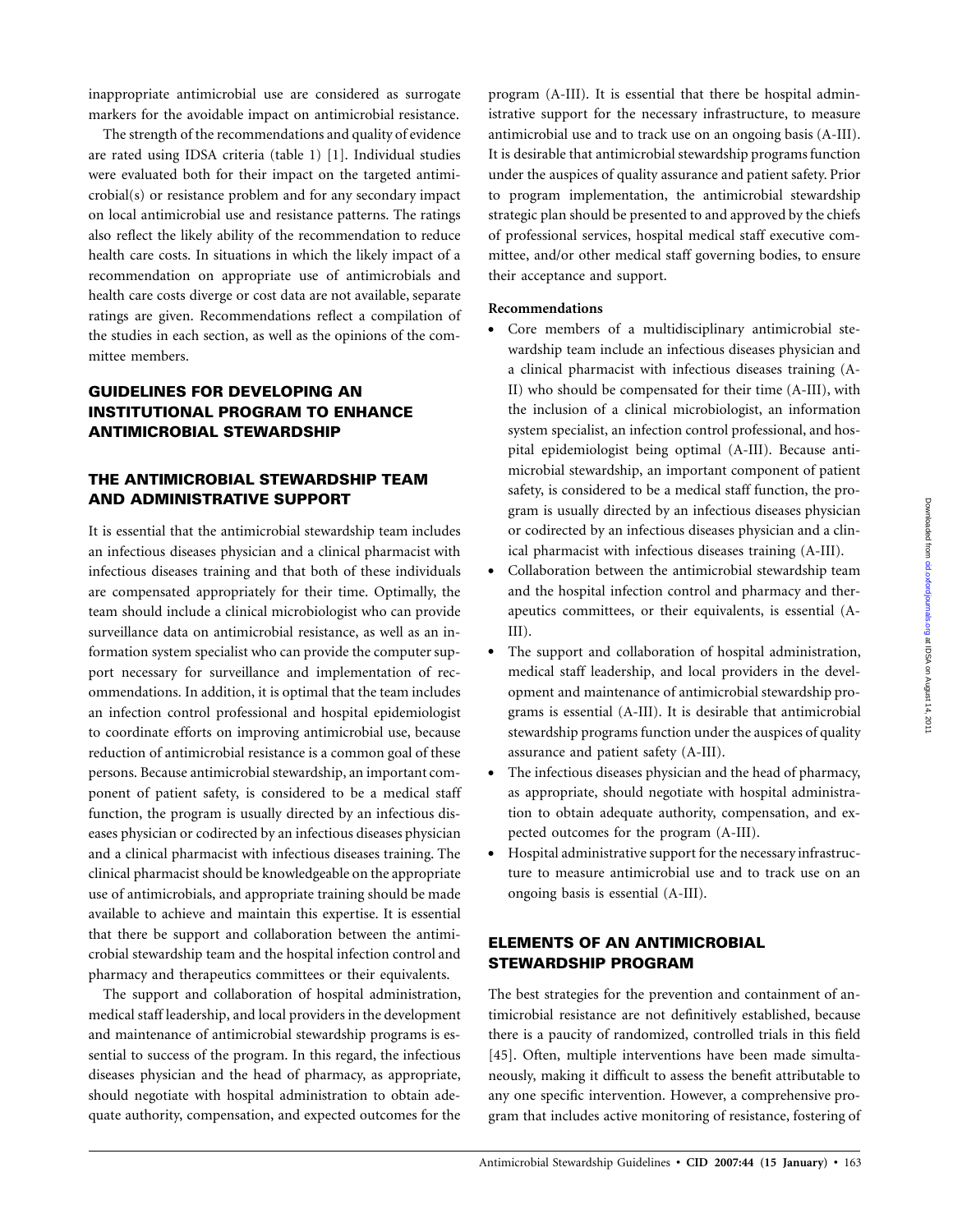inappropriate antimicrobial use are considered as surrogate markers for the avoidable impact on antimicrobial resistance.

The strength of the recommendations and quality of evidence are rated using IDSA criteria (table 1) [1]. Individual studies were evaluated both for their impact on the targeted antimicrobial(s) or resistance problem and for any secondary impact on local antimicrobial use and resistance patterns. The ratings also reflect the likely ability of the recommendation to reduce health care costs. In situations in which the likely impact of a recommendation on appropriate use of antimicrobials and health care costs diverge or cost data are not available, separate ratings are given. Recommendations reflect a compilation of the studies in each section, as well as the opinions of the committee members.

## GUIDELINES FOR DEVELOPING AN INSTITUTIONAL PROGRAM TO ENHANCE ANTIMICROBIAL STEWARDSHIP

### THE ANTIMICROBIAL STEWARDSHIP TEAM AND ADMINISTRATIVE SUPPORT

It is essential that the antimicrobial stewardship team includes an infectious diseases physician and a clinical pharmacist with infectious diseases training and that both of these individuals are compensated appropriately for their time. Optimally, the team should include a clinical microbiologist who can provide surveillance data on antimicrobial resistance, as well as an information system specialist who can provide the computer support necessary for surveillance and implementation of recommendations. In addition, it is optimal that the team includes an infection control professional and hospital epidemiologist to coordinate efforts on improving antimicrobial use, because reduction of antimicrobial resistance is a common goal of these persons. Because antimicrobial stewardship, an important component of patient safety, is considered to be a medical staff function, the program is usually directed by an infectious diseases physician or codirected by an infectious diseases physician and a clinical pharmacist with infectious diseases training. The clinical pharmacist should be knowledgeable on the appropriate use of antimicrobials, and appropriate training should be made available to achieve and maintain this expertise. It is essential that there be support and collaboration between the antimicrobial stewardship team and the hospital infection control and pharmacy and therapeutics committees or their equivalents.

The support and collaboration of hospital administration, medical staff leadership, and local providers in the development and maintenance of antimicrobial stewardship programs is essential to success of the program. In this regard, the infectious diseases physician and the head of pharmacy, as appropriate, should negotiate with hospital administration to obtain adequate authority, compensation, and expected outcomes for the program (A-III). It is essential that there be hospital administrative support for the necessary infrastructure, to measure antimicrobial use and to track use on an ongoing basis (A-III). It is desirable that antimicrobial stewardship programs function under the auspices of quality assurance and patient safety. Prior to program implementation, the antimicrobial stewardship strategic plan should be presented to and approved by the chiefs of professional services, hospital medical staff executive committee, and/or other medical staff governing bodies, to ensure their acceptance and support.

**Recommendations**

- Core members of a multidisciplinary antimicrobial stewardship team include an infectious diseases physician and a clinical pharmacist with infectious diseases training (A-II) who should be compensated for their time (A-III), with the inclusion of a clinical microbiologist, an information system specialist, an infection control professional, and hospital epidemiologist being optimal (A-III). Because antimicrobial stewardship, an important component of patient safety, is considered to be a medical staff function, the program is usually directed by an infectious diseases physician or codirected by an infectious diseases physician and a clinical pharmacist with infectious diseases training (A-III).
- Collaboration between the antimicrobial stewardship team and the hospital infection control and pharmacy and therapeutics committees, or their equivalents, is essential (A-III).
- The support and collaboration of hospital administration, medical staff leadership, and local providers in the development and maintenance of antimicrobial stewardship programs is essential (A-III). It is desirable that antimicrobial stewardship programs function under the auspices of quality assurance and patient safety (A-III).
- The infectious diseases physician and the head of pharmacy, as appropriate, should negotiate with hospital administration to obtain adequate authority, compensation, and expected outcomes for the program (A-III).
- Hospital administrative support for the necessary infrastructure to measure antimicrobial use and to track use on an ongoing basis is essential (A-III).

### ELEMENTS OF AN ANTIMICROBIAL STEWARDSHIP PROGRAM

The best strategies for the prevention and containment of antimicrobial resistance are not definitively established, because there is a paucity of randomized, controlled trials in this field [45]. Often, multiple interventions have been made simultaneously, making it difficult to assess the benefit attributable to any one specific intervention. However, a comprehensive program that includes active monitoring of resistance, fostering of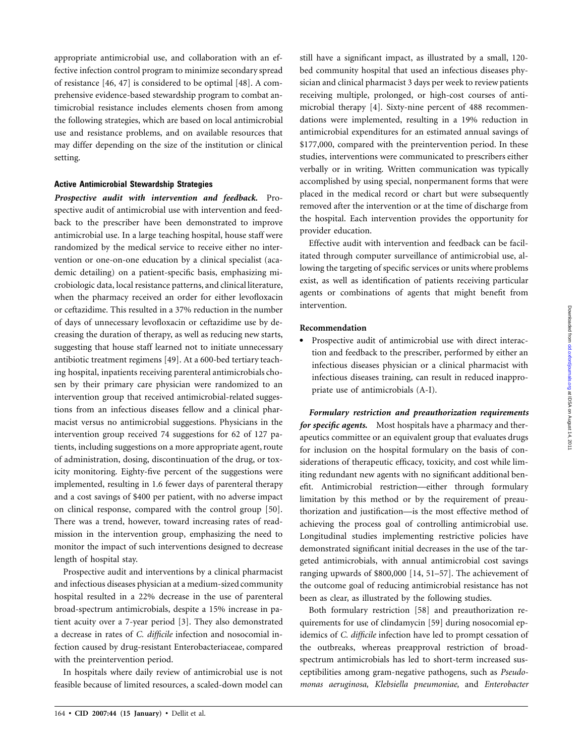appropriate antimicrobial use, and collaboration with an effective infection control program to minimize secondary spread of resistance [46, 47] is considered to be optimal [48]. A comprehensive evidence-based stewardship program to combat antimicrobial resistance includes elements chosen from among the following strategies, which are based on local antimicrobial use and resistance problems, and on available resources that may differ depending on the size of the institution or clinical setting.

### Active Antimicrobial Stewardship Strategies

***Prospective audit with intervention and feedback.*** Prospective audit of antimicrobial use with intervention and feedback to the prescriber have been demonstrated to improve antimicrobial use. In a large teaching hospital, house staff were randomized by the medical service to receive either no intervention or one-on-one education by a clinical specialist (academic detailing) on a patient-specific basis, emphasizing microbiologic data, local resistance patterns, and clinical literature, when the pharmacy received an order for either levofloxacin or ceftazidime. This resulted in a 37% reduction in the number of days of unnecessary levofloxacin or ceftazidime use by decreasing the duration of therapy, as well as reducing new starts, suggesting that house staff learned not to initiate unnecessary antibiotic treatment regimens [49]. At a 600-bed tertiary teaching hospital, inpatients receiving parenteral antimicrobials chosen by their primary care physician were randomized to an intervention group that received antimicrobial-related suggestions from an infectious diseases fellow and a clinical pharmacist versus no antimicrobial suggestions. Physicians in the intervention group received 74 suggestions for 62 of 127 patients, including suggestions on a more appropriate agent, route of administration, dosing, discontinuation of the drug, or toxicity monitoring. Eighty-five percent of the suggestions were implemented, resulting in 1.6 fewer days of parenteral therapy and a cost savings of \$400 per patient, with no adverse impact on clinical response, compared with the control group [50]. There was a trend, however, toward increasing rates of readmission in the intervention group, emphasizing the need to monitor the impact of such interventions designed to decrease length of hospital stay.

Prospective audit and interventions by a clinical pharmacist and infectious diseases physician at a medium-sized community hospital resulted in a 22% decrease in the use of parenteral broad-spectrum antimicrobials, despite a 15% increase in patient acuity over a 7-year period [3]. They also demonstrated a decrease in rates of *C. difficile* infection and nosocomial infection caused by drug-resistant Enterobacteriaceae, compared with the preintervention period.

In hospitals where daily review of antimicrobial use is not feasible because of limited resources, a scaled-down model can still have a significant impact, as illustrated by a small, 120-bed community hospital that used an infectious diseases physician and clinical pharmacist 3 days per week to review patients receiving multiple, prolonged, or high-cost courses of antimicrobial therapy [4]. Sixty-nine percent of 488 recommendations were implemented, resulting in a 19% reduction in antimicrobial expenditures for an estimated annual savings of \$177,000, compared with the preintervention period. In these studies, interventions were communicated to prescribers either verbally or in writing. Written communication was typically accomplished by using special, nonpermanent forms that were placed in the medical record or chart but were subsequently removed after the intervention or at the time of discharge from the hospital. Each intervention provides the opportunity for provider education.

Effective audit with intervention and feedback can be facilitated through computer surveillance of antimicrobial use, allowing the targeting of specific services or units where problems exist, as well as identification of patients receiving particular agents or combinations of agents that might benefit from intervention.

#### Recommendation

- Prospective audit of antimicrobial use with direct interaction and feedback to the prescriber, performed by either an infectious diseases physician or a clinical pharmacist with infectious diseases training, can result in reduced inappropriate use of antimicrobials (A-I).

***Formulary restriction and preauthorization requirements for specific agents.*** Most hospitals have a pharmacy and therapeutics committee or an equivalent group that evaluates drugs for inclusion on the hospital formulary on the basis of considerations of therapeutic efficacy, toxicity, and cost while limiting redundant new agents with no significant additional benefit. Antimicrobial restriction—either through formulary limitation by this method or by the requirement of preauthorization and justification—is the most effective method of achieving the process goal of controlling antimicrobial use. Longitudinal studies implementing restrictive policies have demonstrated significant initial decreases in the use of the targeted antimicrobials, with annual antimicrobial cost savings ranging upwards of \$800,000 [14, 51–57]. The achievement of the outcome goal of reducing antimicrobial resistance has not been as clear, as illustrated by the following studies.

Both formulary restriction [58] and preauthorization requirements for use of clindamycin [59] during nosocomial epidemics of *C. difficile* infection have led to prompt cessation of the outbreaks, whereas preapproval restriction of broad-spectrum antimicrobials has led to short-term increased susceptibilities among gram-negative pathogens, such as *Pseudomonas aeruginosa, Klebsiella pneumoniae,* and *Enterobacter*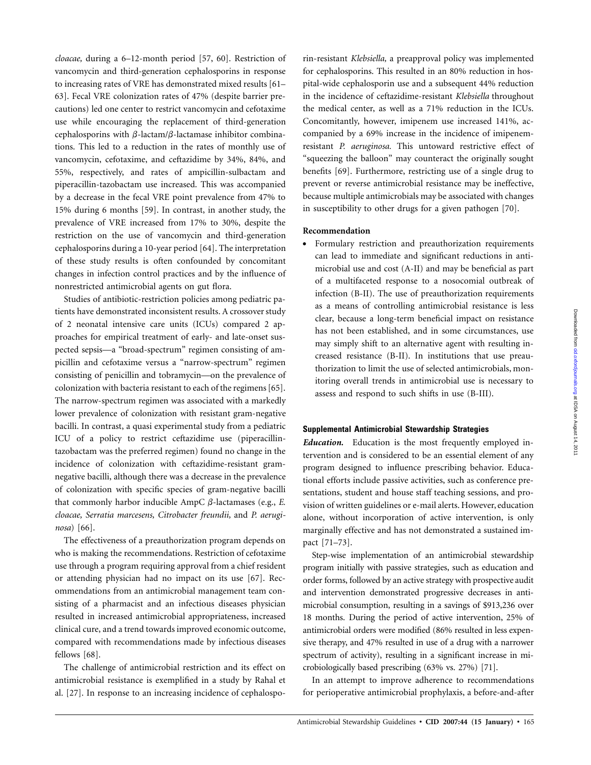*cloacae,* during a 6–12-month period [57, 60]. Restriction of vancomycin and third-generation cephalosporins in response to increasing rates of VRE has demonstrated mixed results [61–63]. Fecal VRE colonization rates of 47% (despite barrier precautions) led one center to restrict vancomycin and cefotaxime use while encouraging the replacement of third-generation cephalosporins with β-lactam/β-lactamase inhibitor combinations. This led to a reduction in the rates of monthly use of vancomycin, cefotaxime, and ceftazidime by 34%, 84%, and 55%, respectively, and rates of ampicillin-sulbactam and piperacillin-tazobactam use increased. This was accompanied by a decrease in the fecal VRE point prevalence from 47% to 15% during 6 months [59]. In contrast, in another study, the prevalence of VRE increased from 17% to 30%, despite the restriction on the use of vancomycin and third-generation cephalosporins during a 10-year period [64]. The interpretation of these study results is often confounded by concomitant changes in infection control practices and by the influence of nonrestricted antimicrobial agents on gut flora.

Studies of antibiotic-restriction policies among pediatric patients have demonstrated inconsistent results. A crossover study of 2 neonatal intensive care units (ICUs) compared 2 approaches for empirical treatment of early- and late-onset suspected sepsis—a "broad-spectrum" regimen consisting of ampicillin and cefotaxime versus a "narrow-spectrum" regimen consisting of penicillin and tobramycin—on the prevalence of colonization with bacteria resistant to each of the regimens [65]. The narrow-spectrum regimen was associated with a markedly lower prevalence of colonization with resistant gram-negative bacilli. In contrast, a quasi experimental study from a pediatric ICU of a policy to restrict ceftazidime use (piperacillin-tazobactam was the preferred regimen) found no change in the incidence of colonization with ceftazidime-resistant gram-negative bacilli, although there was a decrease in the prevalence of colonization with specific species of gram-negative bacilli that commonly harbor inducible AmpC β-lactamases (e.g., *E. cloacae, Serratia marcesens, Citrobacter freundii,* and *P. aeruginosa*) [66].

The effectiveness of a preauthorization program depends on who is making the recommendations. Restriction of cefotaxime use through a program requiring approval from a chief resident or attending physician had no impact on its use [67]. Recommendations from an antimicrobial management team consisting of a pharmacist and an infectious diseases physician resulted in increased antimicrobial appropriateness, increased clinical cure, and a trend towards improved economic outcome, compared with recommendations made by infectious diseases fellows [68].

The challenge of antimicrobial restriction and its effect on antimicrobial resistance is exemplified in a study by Rahal et al. [27]. In response to an increasing incidence of cephalosporin-resistant *Klebsiella,* a preapproval policy was implemented for cephalosporins. This resulted in an 80% reduction in hospital-wide cephalosporin use and a subsequent 44% reduction in the incidence of ceftazidime-resistant *Klebsiella* throughout the medical center, as well as a 71% reduction in the ICUs. Concomitantly, however, imipenem use increased 141%, accompanied by a 69% increase in the incidence of imipenem-resistant *P. aeruginosa.* This untoward restrictive effect of "squeezing the balloon" may counteract the originally sought benefits [69]. Furthermore, restricting use of a single drug to prevent or reverse antimicrobial resistance may be ineffective, because multiple antimicrobials may be associated with changes in susceptibility to other drugs for a given pathogen [70].

**Recommendation**

- Formulary restriction and preauthorization requirements can lead to immediate and significant reductions in antimicrobial use and cost (A-II) and may be beneficial as part of a multifaceted response to a nosocomial outbreak of infection (B-II). The use of preauthorization requirements as a means of controlling antimicrobial resistance is less clear, because a long-term beneficial impact on resistance has not been established, and in some circumstances, use may simply shift to an alternative agent with resulting increased resistance (B-II). In institutions that use preauthorization to limit the use of selected antimicrobials, monitoring overall trends in antimicrobial use is necessary to assess and respond to such shifts in use (B-III).

### Supplemental Antimicrobial Stewardship Strategies

***Education.*** Education is the most frequently employed intervention and is considered to be an essential element of any program designed to influence prescribing behavior. Educational efforts include passive activities, such as conference presentations, student and house staff teaching sessions, and provision of written guidelines or e-mail alerts. However, education alone, without incorporation of active intervention, is only marginally effective and has not demonstrated a sustained impact [71–73].

Step-wise implementation of an antimicrobial stewardship program initially with passive strategies, such as education and order forms, followed by an active strategy with prospective audit and intervention demonstrated progressive decreases in antimicrobial consumption, resulting in a savings of $913,236 over 18 months. During the period of active intervention, 25% of antimicrobial orders were modified (86% resulted in less expensive therapy, and 47% resulted in use of a drug with a narrower spectrum of activity), resulting in a significant increase in microbiologically based prescribing (63% vs. 27%) [71].

In an attempt to improve adherence to recommendations for perioperative antimicrobial prophylaxis, a before-and-after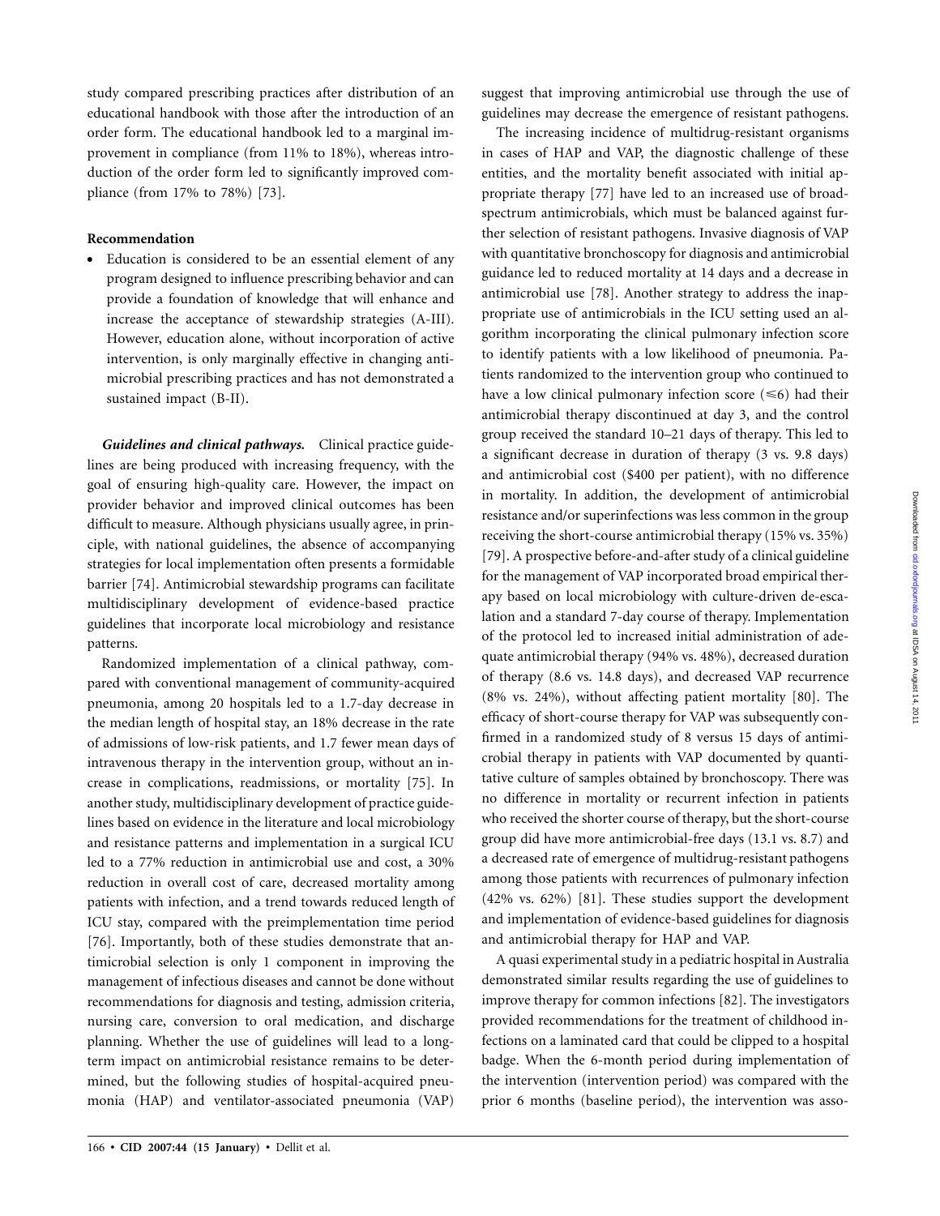study compared prescribing practices after distribution of an educational handbook with those after the introduction of an order form. The educational handbook led to a marginal improvement in compliance (from 11% to 18%), whereas introduction of the order form led to significantly improved compliance (from 17% to 78%) [73].

**Recommendation**

- Education is considered to be an essential element of any program designed to influence prescribing behavior and can provide a foundation of knowledge that will enhance and increase the acceptance of stewardship strategies (A-III). However, education alone, without incorporation of active intervention, is only marginally effective in changing antimicrobial prescribing practices and has not demonstrated a sustained impact (B-II).

***Guidelines and clinical pathways.*** Clinical practice guidelines are being produced with increasing frequency, with the goal of ensuring high-quality care. However, the impact on provider behavior and improved clinical outcomes has been difficult to measure. Although physicians usually agree, in principle, with national guidelines, the absence of accompanying strategies for local implementation often presents a formidable barrier [74]. Antimicrobial stewardship programs can facilitate multidisciplinary development of evidence-based practice guidelines that incorporate local microbiology and resistance patterns.

Randomized implementation of a clinical pathway, compared with conventional management of community-acquired pneumonia, among 20 hospitals led to a 1.7-day decrease in the median length of hospital stay, an 18% decrease in the rate of admissions of low-risk patients, and 1.7 fewer mean days of intravenous therapy in the intervention group, without an increase in complications, readmissions, or mortality [75]. In another study, multidisciplinary development of practice guidelines based on evidence in the literature and local microbiology and resistance patterns and implementation in a surgical ICU led to a 77% reduction in antimicrobial use and cost, a 30% reduction in overall cost of care, decreased mortality among patients with infection, and a trend towards reduced length of ICU stay, compared with the preimplementation time period [76]. Importantly, both of these studies demonstrate that antimicrobial selection is only 1 component in improving the management of infectious diseases and cannot be done without recommendations for diagnosis and testing, admission criteria, nursing care, conversion to oral medication, and discharge planning. Whether the use of guidelines will lead to a long-term impact on antimicrobial resistance remains to be determined, but the following studies of hospital-acquired pneumonia (HAP) and ventilator-associated pneumonia (VAP) suggest that improving antimicrobial use through the use of guidelines may decrease the emergence of resistant pathogens.

The increasing incidence of multidrug-resistant organisms in cases of HAP and VAP, the diagnostic challenge of these entities, and the mortality benefit associated with initial appropriate therapy [77] have led to an increased use of broad-spectrum antimicrobials, which must be balanced against further selection of resistant pathogens. Invasive diagnosis of VAP with quantitative bronchoscopy for diagnosis and antimicrobial guidance led to reduced mortality at 14 days and a decrease in antimicrobial use [78]. Another strategy to address the inappropriate use of antimicrobials in the ICU setting used an algorithm incorporating the clinical pulmonary infection score to identify patients with a low likelihood of pneumonia. Patients randomized to the intervention group who continued to have a low clinical pulmonary infection score ($\leq 6$) had their antimicrobial therapy discontinued at day 3, and the control group received the standard 10–21 days of therapy. This led to a significant decrease in duration of therapy (3 vs. 9.8 days) and antimicrobial cost ($400 per patient), with no difference in mortality. In addition, the development of antimicrobial resistance and/or superinfections was less common in the group receiving the short-course antimicrobial therapy (15% vs. 35%) [79]. A prospective before-and-after study of a clinical guideline for the management of VAP incorporated broad empirical therapy based on local microbiology with culture-driven de-escalation and a standard 7-day course of therapy. Implementation of the protocol led to increased initial administration of adequate antimicrobial therapy (94% vs. 48%), decreased duration of therapy (8.6 vs. 14.8 days), and decreased VAP recurrence (8% vs. 24%), without affecting patient mortality [80]. The efficacy of short-course therapy for VAP was subsequently confirmed in a randomized study of 8 versus 15 days of antimicrobial therapy in patients with VAP documented by quantitative culture of samples obtained by bronchoscopy. There was no difference in mortality or recurrent infection in patients who received the shorter course of therapy, but the short-course group did have more antimicrobial-free days (13.1 vs. 8.7) and a decreased rate of emergence of multidrug-resistant pathogens among those patients with recurrences of pulmonary infection (42% vs. 62%) [81]. These studies support the development and implementation of evidence-based guidelines for diagnosis and antimicrobial therapy for HAP and VAP.

A quasi experimental study in a pediatric hospital in Australia demonstrated similar results regarding the use of guidelines to improve therapy for common infections [82]. The investigators provided recommendations for the treatment of childhood infections on a laminated card that could be clipped to a hospital badge. When the 6-month period during implementation of the intervention (intervention period) was compared with the prior 6 months (baseline period), the intervention was asso-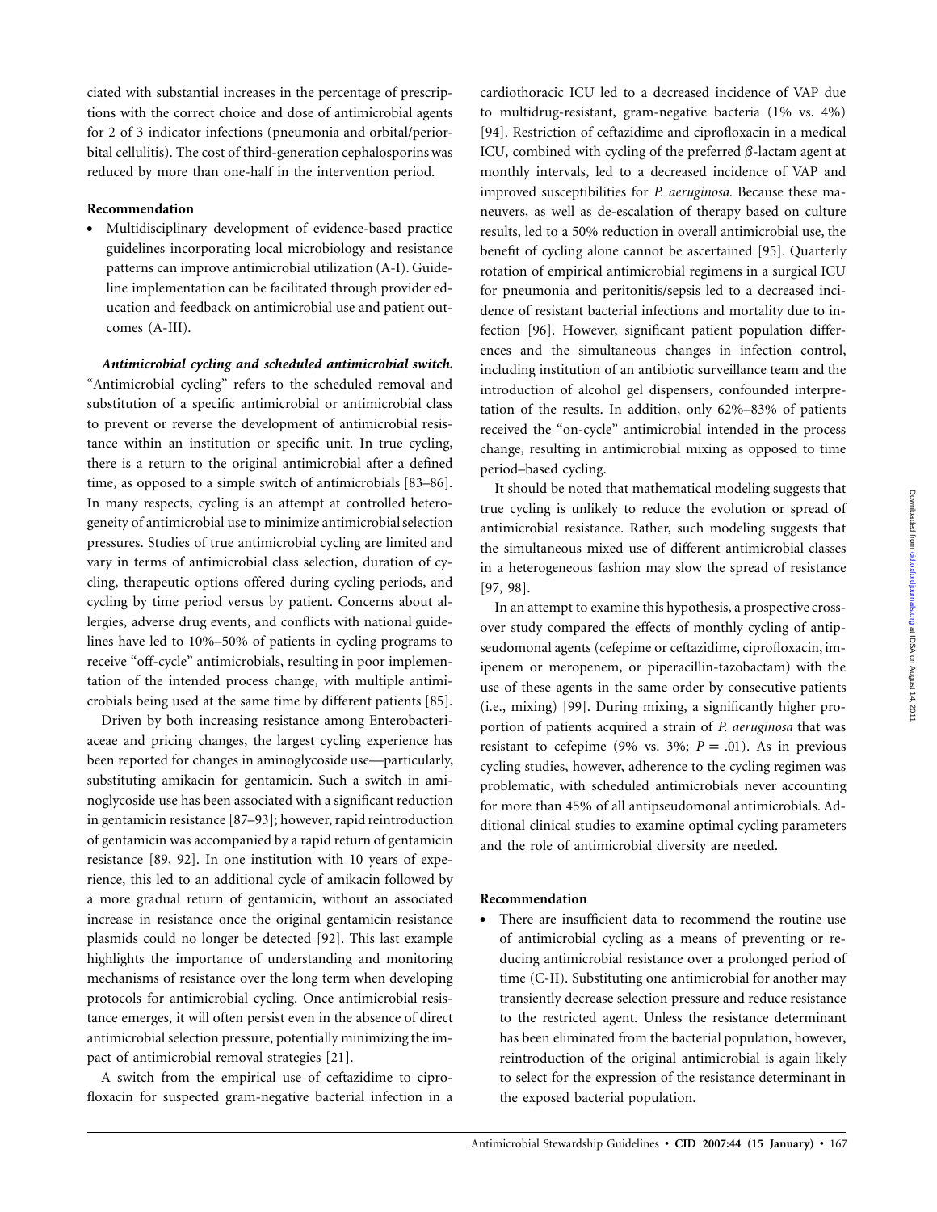ciated with substantial increases in the percentage of prescriptions with the correct choice and dose of antimicrobial agents for 2 of 3 indicator infections (pneumonia and orbital/periorbital cellulitis). The cost of third-generation cephalosporins was reduced by more than one-half in the intervention period.

**Recommendation**

- Multidisciplinary development of evidence-based practice guidelines incorporating local microbiology and resistance patterns can improve antimicrobial utilization (A-I). Guideline implementation can be facilitated through provider education and feedback on antimicrobial use and patient outcomes (A-III).

***Antimicrobial cycling and scheduled antimicrobial switch.*** "Antimicrobial cycling" refers to the scheduled removal and substitution of a specific antimicrobial or antimicrobial class to prevent or reverse the development of antimicrobial resistance within an institution or specific unit. In true cycling, there is a return to the original antimicrobial after a defined time, as opposed to a simple switch of antimicrobials [83–86]. In many respects, cycling is an attempt at controlled heterogeneity of antimicrobial use to minimize antimicrobial selection pressures. Studies of true antimicrobial cycling are limited and vary in terms of antimicrobial class selection, duration of cycling, therapeutic options offered during cycling periods, and cycling by time period versus by patient. Concerns about allergies, adverse drug events, and conflicts with national guidelines have led to 10%–50% of patients in cycling programs to receive "off-cycle" antimicrobials, resulting in poor implementation of the intended process change, with multiple antimicrobials being used at the same time by different patients [85].

Driven by both increasing resistance among Enterobacteriaceae and pricing changes, the largest cycling experience has been reported for changes in aminoglycoside use—particularly, substituting amikacin for gentamicin. Such a switch in aminoglycoside use has been associated with a significant reduction in gentamicin resistance [87–93]; however, rapid reintroduction of gentamicin was accompanied by a rapid return of gentamicin resistance [89, 92]. In one institution with 10 years of experience, this led to an additional cycle of amikacin followed by a more gradual return of gentamicin, without an associated increase in resistance once the original gentamicin resistance plasmids could no longer be detected [92]. This last example highlights the importance of understanding and monitoring mechanisms of resistance over the long term when developing protocols for antimicrobial cycling. Once antimicrobial resistance emerges, it will often persist even in the absence of direct antimicrobial selection pressure, potentially minimizing the impact of antimicrobial removal strategies [21].

A switch from the empirical use of ceftazidime to ciprofloxacin for suspected gram-negative bacterial infection in a cardiothoracic ICU led to a decreased incidence of VAP due to multidrug-resistant, gram-negative bacteria (1% vs. 4%) [94]. Restriction of ceftazidime and ciprofloxacin in a medical ICU, combined with cycling of the preferred $\beta$-lactam agent at monthly intervals, led to a decreased incidence of VAP and improved susceptibilities for *P. aeruginosa.* Because these maneuvers, as well as de-escalation of therapy based on culture results, led to a 50% reduction in overall antimicrobial use, the benefit of cycling alone cannot be ascertained [95]. Quarterly rotation of empirical antimicrobial regimens in a surgical ICU for pneumonia and peritonitis/sepsis led to a decreased incidence of resistant bacterial infections and mortality due to infection [96]. However, significant patient population differences and the simultaneous changes in infection control, including institution of an antibiotic surveillance team and the introduction of alcohol gel dispensers, confounded interpretation of the results. In addition, only 62%–83% of patients received the "on-cycle" antimicrobial intended in the process change, resulting in antimicrobial mixing as opposed to time period–based cycling.

It should be noted that mathematical modeling suggests that true cycling is unlikely to reduce the evolution or spread of antimicrobial resistance. Rather, such modeling suggests that the simultaneous mixed use of different antimicrobial classes in a heterogeneous fashion may slow the spread of resistance [97, 98].

In an attempt to examine this hypothesis, a prospective crossover study compared the effects of monthly cycling of antipseudomonal agents (cefepime or ceftazidime, ciprofloxacin, imipenem or meropenem, or piperacillin-tazobactam) with the use of these agents in the same order by consecutive patients (i.e., mixing) [99]. During mixing, a significantly higher proportion of patients acquired a strain of *P. aeruginosa* that was resistant to cefepime (9% vs. 3%; $P = .01$). As in previous cycling studies, however, adherence to the cycling regimen was problematic, with scheduled antimicrobials never accounting for more than 45% of all antipseudomonal antimicrobials. Additional clinical studies to examine optimal cycling parameters and the role of antimicrobial diversity are needed.

**Recommendation**

- There are insufficient data to recommend the routine use of antimicrobial cycling as a means of preventing or reducing antimicrobial resistance over a prolonged period of time (C-II). Substituting one antimicrobial for another may transiently decrease selection pressure and reduce resistance to the restricted agent. Unless the resistance determinant has been eliminated from the bacterial population, however, reintroduction of the original antimicrobial is again likely to select for the expression of the resistance determinant in the exposed bacterial population.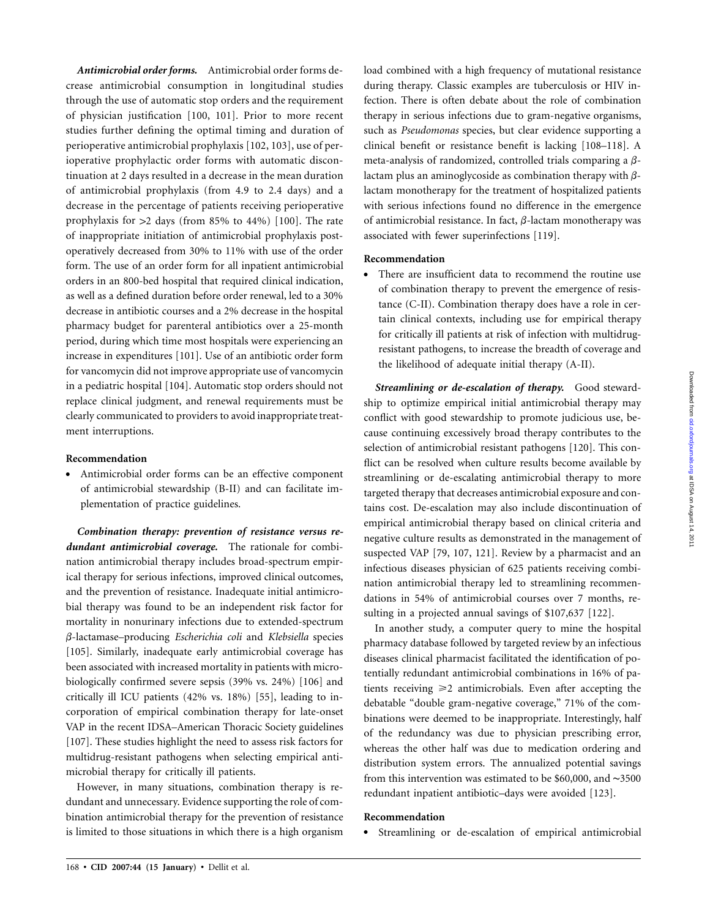***Antimicrobial order forms.*** Antimicrobial order forms decrease antimicrobial consumption in longitudinal studies through the use of automatic stop orders and the requirement of physician justification [100, 101]. Prior to more recent studies further defining the optimal timing and duration of perioperative antimicrobial prophylaxis [102, 103], use of perioperative prophylactic order forms with automatic discontinuation at 2 days resulted in a decrease in the mean duration of antimicrobial prophylaxis (from 4.9 to 2.4 days) and a decrease in the percentage of patients receiving perioperative prophylaxis for >2 days (from 85% to 44%) [100]. The rate of inappropriate initiation of antimicrobial prophylaxis postoperatively decreased from 30% to 11% with use of the order form. The use of an order form for all inpatient antimicrobial orders in an 800-bed hospital that required clinical indication, as well as a defined duration before order renewal, led to a 30% decrease in antibiotic courses and a 2% decrease in the hospital pharmacy budget for parenteral antibiotics over a 25-month period, during which time most hospitals were experiencing an increase in expenditures [101]. Use of an antibiotic order form for vancomycin did not improve appropriate use of vancomycin in a pediatric hospital [104]. Automatic stop orders should not replace clinical judgment, and renewal requirements must be clearly communicated to providers to avoid inappropriate treatment interruptions.

**Recommendation**

- Antimicrobial order forms can be an effective component of antimicrobial stewardship (B-II) and can facilitate implementation of practice guidelines.

***Combination therapy: prevention of resistance versus redundant antimicrobial coverage.*** The rationale for combination antimicrobial therapy includes broad-spectrum empirical therapy for serious infections, improved clinical outcomes, and the prevention of resistance. Inadequate initial antimicrobial therapy was found to be an independent risk factor for mortality in nonurinary infections due to extended-spectrum $\beta$-lactamase–producing *Escherichia coli* and *Klebsiella* species [105]. Similarly, inadequate early antimicrobial coverage has been associated with increased mortality in patients with microbiologically confirmed severe sepsis (39% vs. 24%) [106] and critically ill ICU patients (42% vs. 18%) [55], leading to incorporation of empirical combination therapy for late-onset VAP in the recent IDSA–American Thoracic Society guidelines [107]. These studies highlight the need to assess risk factors for multidrug-resistant pathogens when selecting empirical antimicrobial therapy for critically ill patients.

However, in many situations, combination therapy is redundant and unnecessary. Evidence supporting the role of combination antimicrobial therapy for the prevention of resistance is limited to those situations in which there is a high organism load combined with a high frequency of mutational resistance during therapy. Classic examples are tuberculosis or HIV infection. There is often debate about the role of combination therapy in serious infections due to gram-negative organisms, such as *Pseudomonas* species, but clear evidence supporting a clinical benefit or resistance benefit is lacking [108–118]. A meta-analysis of randomized, controlled trials comparing a $\beta$-lactam plus an aminoglycoside as combination therapy with $\beta$-lactam monotherapy for the treatment of hospitalized patients with serious infections found no difference in the emergence of antimicrobial resistance. In fact, $\beta$-lactam monotherapy was associated with fewer superinfections [119].

**Recommendation**

- There are insufficient data to recommend the routine use of combination therapy to prevent the emergence of resistance (C-II). Combination therapy does have a role in certain clinical contexts, including use for empirical therapy for critically ill patients at risk of infection with multidrug-resistant pathogens, to increase the breadth of coverage and the likelihood of adequate initial therapy (A-II).

***Streamlining or de-escalation of therapy.*** Good stewardship to optimize empirical initial antimicrobial therapy may conflict with good stewardship to promote judicious use, because continuing excessively broad therapy contributes to the selection of antimicrobial resistant pathogens [120]. This conflict can be resolved when culture results become available by streamlining or de-escalating antimicrobial therapy to more targeted therapy that decreases antimicrobial exposure and contains cost. De-escalation may also include discontinuation of empirical antimicrobial therapy based on clinical criteria and negative culture results as demonstrated in the management of suspected VAP [79, 107, 121]. Review by a pharmacist and an infectious diseases physician of 625 patients receiving combination antimicrobial therapy led to streamlining recommendations in 54% of antimicrobial courses over 7 months, resulting in a projected annual savings of $107,637 [122].

In another study, a computer query to mine the hospital pharmacy database followed by targeted review by an infectious diseases clinical pharmacist facilitated the identification of potentially redundant antimicrobial combinations in 16% of patients receiving $\geqslant 2$ antimicrobials. Even after accepting the debatable "double gram-negative coverage," 71% of the combinations were deemed to be inappropriate. Interestingly, half of the redundancy was due to physician prescribing error, whereas the other half was due to medication ordering and distribution system errors. The annualized potential savings from this intervention was estimated to be $60,000, and ~3500 redundant inpatient antibiotic–days were avoided [123].

**Recommendation**

- Streamlining or de-escalation of empirical antimicrobial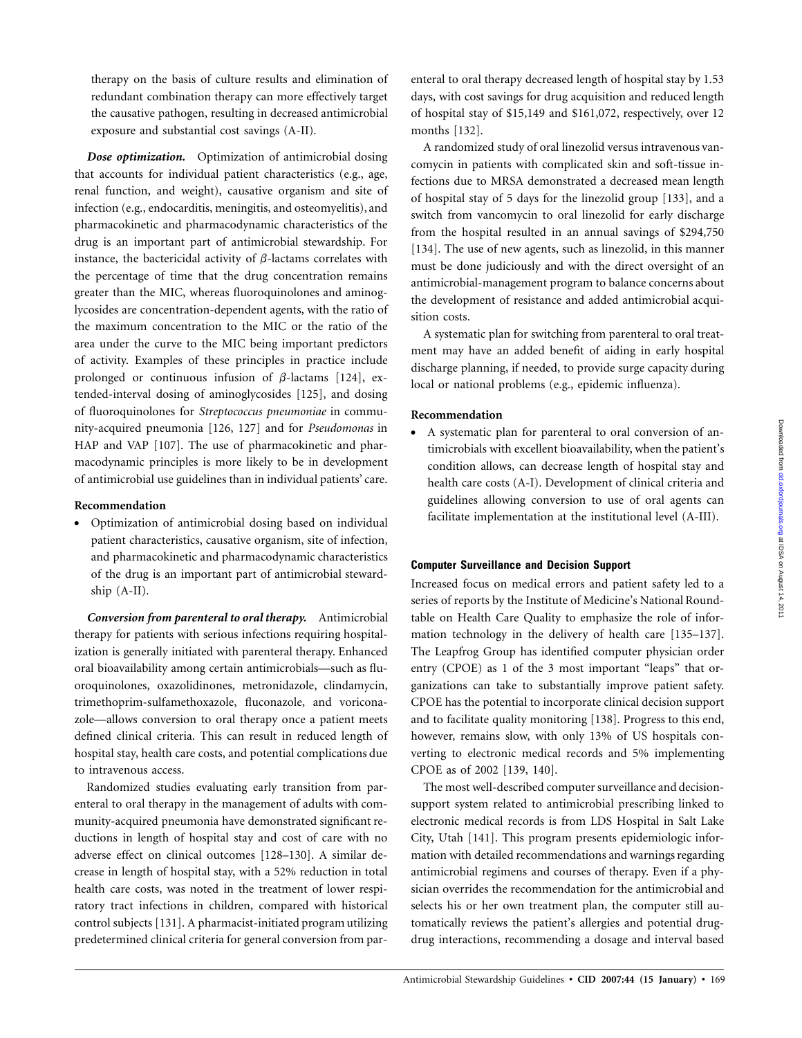therapy on the basis of culture results and elimination of redundant combination therapy can more effectively target the causative pathogen, resulting in decreased antimicrobial exposure and substantial cost savings (A-II).

***Dose optimization.*** Optimization of antimicrobial dosing that accounts for individual patient characteristics (e.g., age, renal function, and weight), causative organism and site of infection (e.g., endocarditis, meningitis, and osteomyelitis), and pharmacokinetic and pharmacodynamic characteristics of the drug is an important part of antimicrobial stewardship. For instance, the bactericidal activity of $\beta$-lactams correlates with the percentage of time that the drug concentration remains greater than the MIC, whereas fluoroquinolones and aminoglycosides are concentration-dependent agents, with the ratio of the maximum concentration to the MIC or the ratio of the area under the curve to the MIC being important predictors of activity. Examples of these principles in practice include prolonged or continuous infusion of $\beta$-lactams [124], extended-interval dosing of aminoglycosides [125], and dosing of fluoroquinolones for *Streptococcus pneumoniae* in community-acquired pneumonia [126, 127] and for *Pseudomonas* in HAP and VAP [107]. The use of pharmacokinetic and pharmacodynamic principles is more likely to be in development of antimicrobial use guidelines than in individual patients' care.

**Recommendation**

- Optimization of antimicrobial dosing based on individual patient characteristics, causative organism, site of infection, and pharmacokinetic and pharmacodynamic characteristics of the drug is an important part of antimicrobial stewardship (A-II).

***Conversion from parenteral to oral therapy.*** Antimicrobial therapy for patients with serious infections requiring hospitalization is generally initiated with parenteral therapy. Enhanced oral bioavailability among certain antimicrobials—such as fluoroquinolones, oxazolidinones, metronidazole, clindamycin, trimethoprim-sulfamethoxazole, fluconazole, and voriconazole—allows conversion to oral therapy once a patient meets defined clinical criteria. This can result in reduced length of hospital stay, health care costs, and potential complications due to intravenous access.

Randomized studies evaluating early transition from parenteral to oral therapy in the management of adults with community-acquired pneumonia have demonstrated significant reductions in length of hospital stay and cost of care with no adverse effect on clinical outcomes [128–130]. A similar decrease in length of hospital stay, with a 52% reduction in total health care costs, was noted in the treatment of lower respiratory tract infections in children, compared with historical control subjects [131]. A pharmacist-initiated program utilizing predetermined clinical criteria for general conversion from parenteral to oral therapy decreased length of hospital stay by 1.53 days, with cost savings for drug acquisition and reduced length of hospital stay of $15,149 and $161,072, respectively, over 12 months [132].

A randomized study of oral linezolid versus intravenous vancomycin in patients with complicated skin and soft-tissue infections due to MRSA demonstrated a decreased mean length of hospital stay of 5 days for the linezolid group [133], and a switch from vancomycin to oral linezolid for early discharge from the hospital resulted in an annual savings of $294,750 [134]. The use of new agents, such as linezolid, in this manner must be done judiciously and with the direct oversight of an antimicrobial-management program to balance concerns about the development of resistance and added antimicrobial acquisition costs.

A systematic plan for switching from parenteral to oral treatment may have an added benefit of aiding in early hospital discharge planning, if needed, to provide surge capacity during local or national problems (e.g., epidemic influenza).

**Recommendation**

- A systematic plan for parenteral to oral conversion of antimicrobials with excellent bioavailability, when the patient's condition allows, can decrease length of hospital stay and health care costs (A-I). Development of clinical criteria and guidelines allowing conversion to use of oral agents can facilitate implementation at the institutional level (A-III).

### Computer Surveillance and Decision Support

Increased focus on medical errors and patient safety led to a series of reports by the Institute of Medicine's National Roundtable on Health Care Quality to emphasize the role of information technology in the delivery of health care [135–137]. The Leapfrog Group has identified computer physician order entry (CPOE) as 1 of the 3 most important "leaps" that organizations can take to substantially improve patient safety. CPOE has the potential to incorporate clinical decision support and to facilitate quality monitoring [138]. Progress to this end, however, remains slow, with only 13% of US hospitals converting to electronic medical records and 5% implementing CPOE as of 2002 [139, 140].

The most well-described computer surveillance and decision-support system related to antimicrobial prescribing linked to electronic medical records is from LDS Hospital in Salt Lake City, Utah [141]. This program presents epidemiologic information with detailed recommendations and warnings regarding antimicrobial regimens and courses of therapy. Even if a physician overrides the recommendation for the antimicrobial and selects his or her own treatment plan, the computer still automatically reviews the patient's allergies and potential drug-drug interactions, recommending a dosage and interval based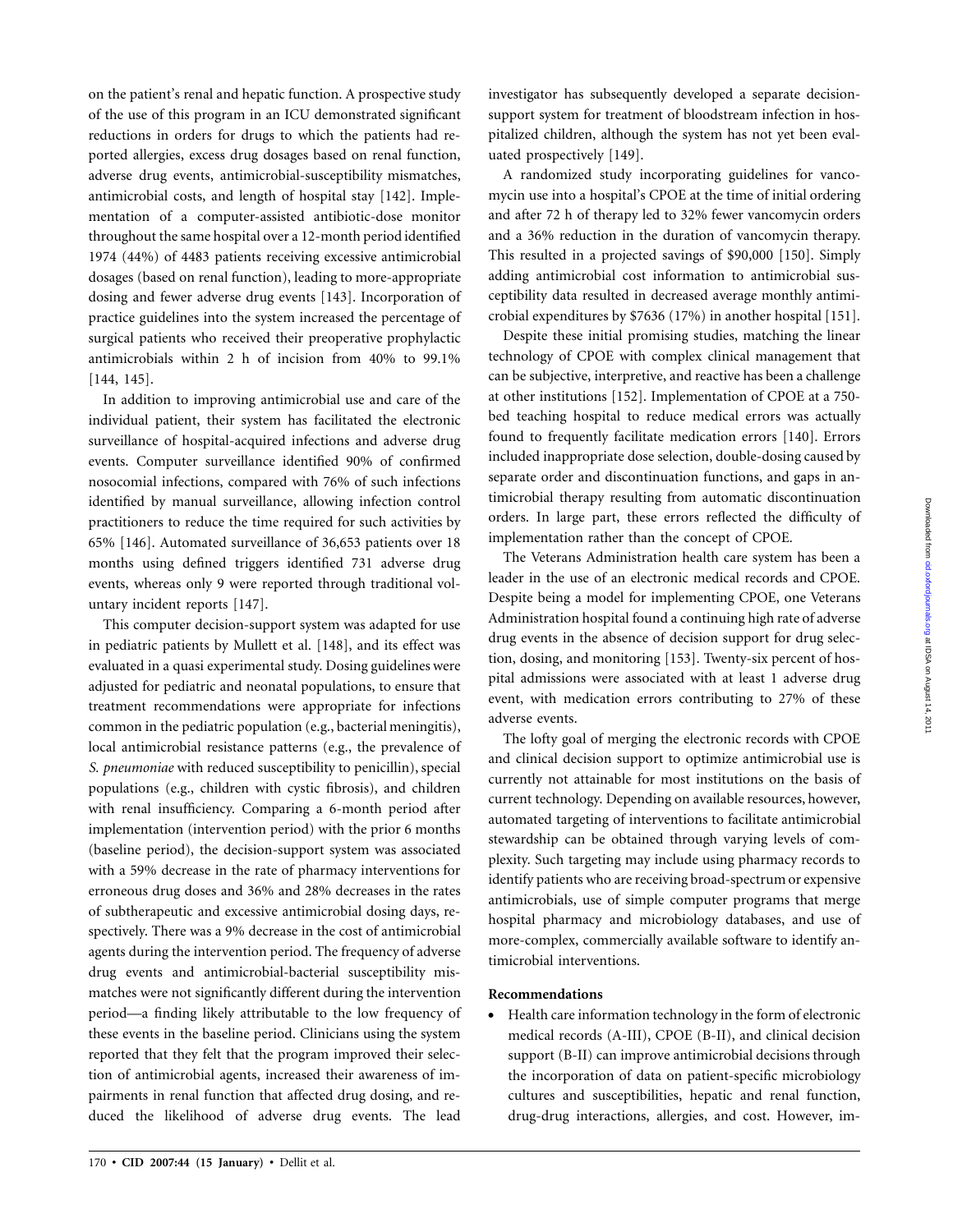on the patient's renal and hepatic function. A prospective study of the use of this program in an ICU demonstrated significant reductions in orders for drugs to which the patients had reported allergies, excess drug dosages based on renal function, adverse drug events, antimicrobial-susceptibility mismatches, antimicrobial costs, and length of hospital stay [142]. Implementation of a computer-assisted antibiotic-dose monitor throughout the same hospital over a 12-month period identified 1974 (44%) of 4483 patients receiving excessive antimicrobial dosages (based on renal function), leading to more-appropriate dosing and fewer adverse drug events [143]. Incorporation of practice guidelines into the system increased the percentage of surgical patients who received their preoperative prophylactic antimicrobials within 2 h of incision from 40% to 99.1% [144, 145].

In addition to improving antimicrobial use and care of the individual patient, their system has facilitated the electronic surveillance of hospital-acquired infections and adverse drug events. Computer surveillance identified 90% of confirmed nosocomial infections, compared with 76% of such infections identified by manual surveillance, allowing infection control practitioners to reduce the time required for such activities by 65% [146]. Automated surveillance of 36,653 patients over 18 months using defined triggers identified 731 adverse drug events, whereas only 9 were reported through traditional voluntary incident reports [147].

This computer decision-support system was adapted for use in pediatric patients by Mullett et al. [148], and its effect was evaluated in a quasi experimental study. Dosing guidelines were adjusted for pediatric and neonatal populations, to ensure that treatment recommendations were appropriate for infections common in the pediatric population (e.g., bacterial meningitis), local antimicrobial resistance patterns (e.g., the prevalence of *S. pneumoniae* with reduced susceptibility to penicillin), special populations (e.g., children with cystic fibrosis), and children with renal insufficiency. Comparing a 6-month period after implementation (intervention period) with the prior 6 months (baseline period), the decision-support system was associated with a 59% decrease in the rate of pharmacy interventions for erroneous drug doses and 36% and 28% decreases in the rates of subtherapeutic and excessive antimicrobial dosing days, respectively. There was a 9% decrease in the cost of antimicrobial agents during the intervention period. The frequency of adverse drug events and antimicrobial-bacterial susceptibility mismatches were not significantly different during the intervention period—a finding likely attributable to the low frequency of these events in the baseline period. Clinicians using the system reported that they felt that the program improved their selection of antimicrobial agents, increased their awareness of impairments in renal function that affected drug dosing, and reduced the likelihood of adverse drug events. The lead investigator has subsequently developed a separate decision-support system for treatment of bloodstream infection in hospitalized children, although the system has not yet been evaluated prospectively [149].

A randomized study incorporating guidelines for vancomycin use into a hospital's CPOE at the time of initial ordering and after 72 h of therapy led to 32% fewer vancomycin orders and a 36% reduction in the duration of vancomycin therapy. This resulted in a projected savings of $90,000 [150]. Simply adding antimicrobial cost information to antimicrobial susceptibility data resulted in decreased average monthly antimicrobial expenditures by $7636 (17%) in another hospital [151].

Despite these initial promising studies, matching the linear technology of CPOE with complex clinical management that can be subjective, interpretive, and reactive has been a challenge at other institutions [152]. Implementation of CPOE at a 750-bed teaching hospital to reduce medical errors was actually found to frequently facilitate medication errors [140]. Errors included inappropriate dose selection, double-dosing caused by separate order and discontinuation functions, and gaps in antimicrobial therapy resulting from automatic discontinuation orders. In large part, these errors reflected the difficulty of implementation rather than the concept of CPOE.

The Veterans Administration health care system has been a leader in the use of an electronic medical records and CPOE. Despite being a model for implementing CPOE, one Veterans Administration hospital found a continuing high rate of adverse drug events in the absence of decision support for drug selection, dosing, and monitoring [153]. Twenty-six percent of hospital admissions were associated with at least 1 adverse drug event, with medication errors contributing to 27% of these adverse events.

The lofty goal of merging the electronic records with CPOE and clinical decision support to optimize antimicrobial use is currently not attainable for most institutions on the basis of current technology. Depending on available resources, however, automated targeting of interventions to facilitate antimicrobial stewardship can be obtained through varying levels of complexity. Such targeting may include using pharmacy records to identify patients who are receiving broad-spectrum or expensive antimicrobials, use of simple computer programs that merge hospital pharmacy and microbiology databases, and use of more-complex, commercially available software to identify antimicrobial interventions.

**Recommendations**

- Health care information technology in the form of electronic medical records (A-III), CPOE (B-II), and clinical decision support (B-II) can improve antimicrobial decisions through the incorporation of data on patient-specific microbiology cultures and susceptibilities, hepatic and renal function, drug-drug interactions, allergies, and cost. However, im-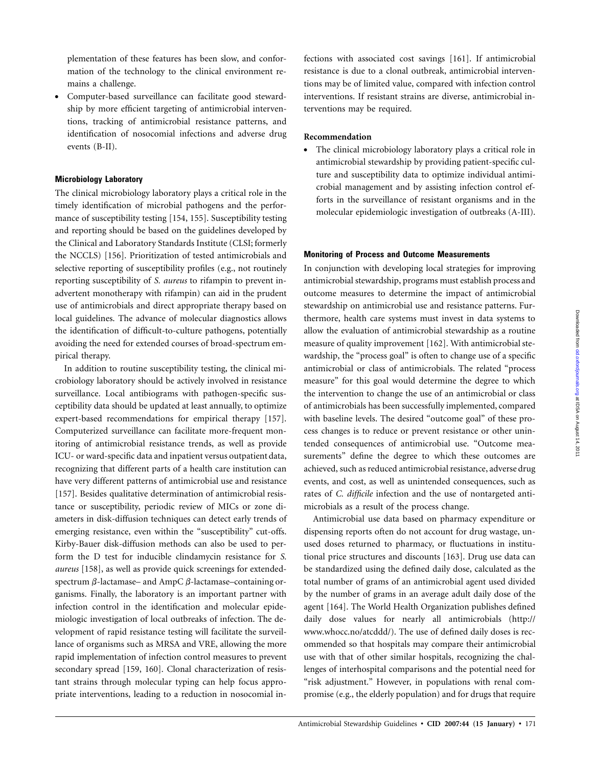plementation of these features has been slow, and conformation of the technology to the clinical environment remains a challenge.

- Computer-based surveillance can facilitate good stewardship by more efficient targeting of antimicrobial interventions, tracking of antimicrobial resistance patterns, and identification of nosocomial infections and adverse drug events (B-II).

### Microbiology Laboratory

The clinical microbiology laboratory plays a critical role in the timely identification of microbial pathogens and the performance of susceptibility testing [154, 155]. Susceptibility testing and reporting should be based on the guidelines developed by the Clinical and Laboratory Standards Institute (CLSI; formerly the NCCLS) [156]. Prioritization of tested antimicrobials and selective reporting of susceptibility profiles (e.g., not routinely reporting susceptibility of *S. aureus* to rifampin to prevent inadvertent monotherapy with rifampin) can aid in the prudent use of antimicrobials and direct appropriate therapy based on local guidelines. The advance of molecular diagnostics allows the identification of difficult-to-culture pathogens, potentially avoiding the need for extended courses of broad-spectrum empirical therapy.

In addition to routine susceptibility testing, the clinical microbiology laboratory should be actively involved in resistance surveillance. Local antibiograms with pathogen-specific susceptibility data should be updated at least annually, to optimize expert-based recommendations for empirical therapy [157]. Computerized surveillance can facilitate more-frequent monitoring of antimicrobial resistance trends, as well as provide ICU- or ward-specific data and inpatient versus outpatient data, recognizing that different parts of a health care institution can have very different patterns of antimicrobial use and resistance [157]. Besides qualitative determination of antimicrobial resistance or susceptibility, periodic review of MICs or zone diameters in disk-diffusion techniques can detect early trends of emerging resistance, even within the "susceptibility" cut-offs. Kirby-Bauer disk-diffusion methods can also be used to perform the D test for inducible clindamycin resistance for *S. aureus* [158], as well as provide quick screenings for extended-spectrum $\beta$-lactamase– and AmpC $\beta$-lactamase–containing organisms. Finally, the laboratory is an important partner with infection control in the identification and molecular epidemiologic investigation of local outbreaks of infection. The development of rapid resistance testing will facilitate the surveillance of organisms such as MRSA and VRE, allowing the more rapid implementation of infection control measures to prevent secondary spread [159, 160]. Clonal characterization of resistant strains through molecular typing can help focus appropriate interventions, leading to a reduction in nosocomial infections with associated cost savings [161]. If antimicrobial resistance is due to a clonal outbreak, antimicrobial interventions may be of limited value, compared with infection control interventions. If resistant strains are diverse, antimicrobial interventions may be required.

**Recommendation**

- The clinical microbiology laboratory plays a critical role in antimicrobial stewardship by providing patient-specific culture and susceptibility data to optimize individual antimicrobial management and by assisting infection control efforts in the surveillance of resistant organisms and in the molecular epidemiologic investigation of outbreaks (A-III).

### Monitoring of Process and Outcome Measurements

In conjunction with developing local strategies for improving antimicrobial stewardship, programs must establish process and outcome measures to determine the impact of antimicrobial stewardship on antimicrobial use and resistance patterns. Furthermore, health care systems must invest in data systems to allow the evaluation of antimicrobial stewardship as a routine measure of quality improvement [162]. With antimicrobial stewardship, the "process goal" is often to change use of a specific antimicrobial or class of antimicrobials. The related "process measure" for this goal would determine the degree to which the intervention to change the use of an antimicrobial or class of antimicrobials has been successfully implemented, compared with baseline levels. The desired "outcome goal" of these process changes is to reduce or prevent resistance or other unintended consequences of antimicrobial use. "Outcome measurements" define the degree to which these outcomes are achieved, such as reduced antimicrobial resistance, adverse drug events, and cost, as well as unintended consequences, such as rates of *C. difficile* infection and the use of nontargeted antimicrobials as a result of the process change.

Antimicrobial use data based on pharmacy expenditure or dispensing reports often do not account for drug wastage, unused doses returned to pharmacy, or fluctuations in institutional price structures and discounts [163]. Drug use data can be standardized using the defined daily dose, calculated as the total number of grams of an antimicrobial agent used divided by the number of grams in an average adult daily dose of the agent [164]. The World Health Organization publishes defined daily dose values for nearly all antimicrobials (http://www.whocc.no/atcddd/). The use of defined daily doses is recommended so that hospitals may compare their antimicrobial use with that of other similar hospitals, recognizing the challenges of interhospital comparisons and the potential need for "risk adjustment." However, in populations with renal compromise (e.g., the elderly population) and for drugs that require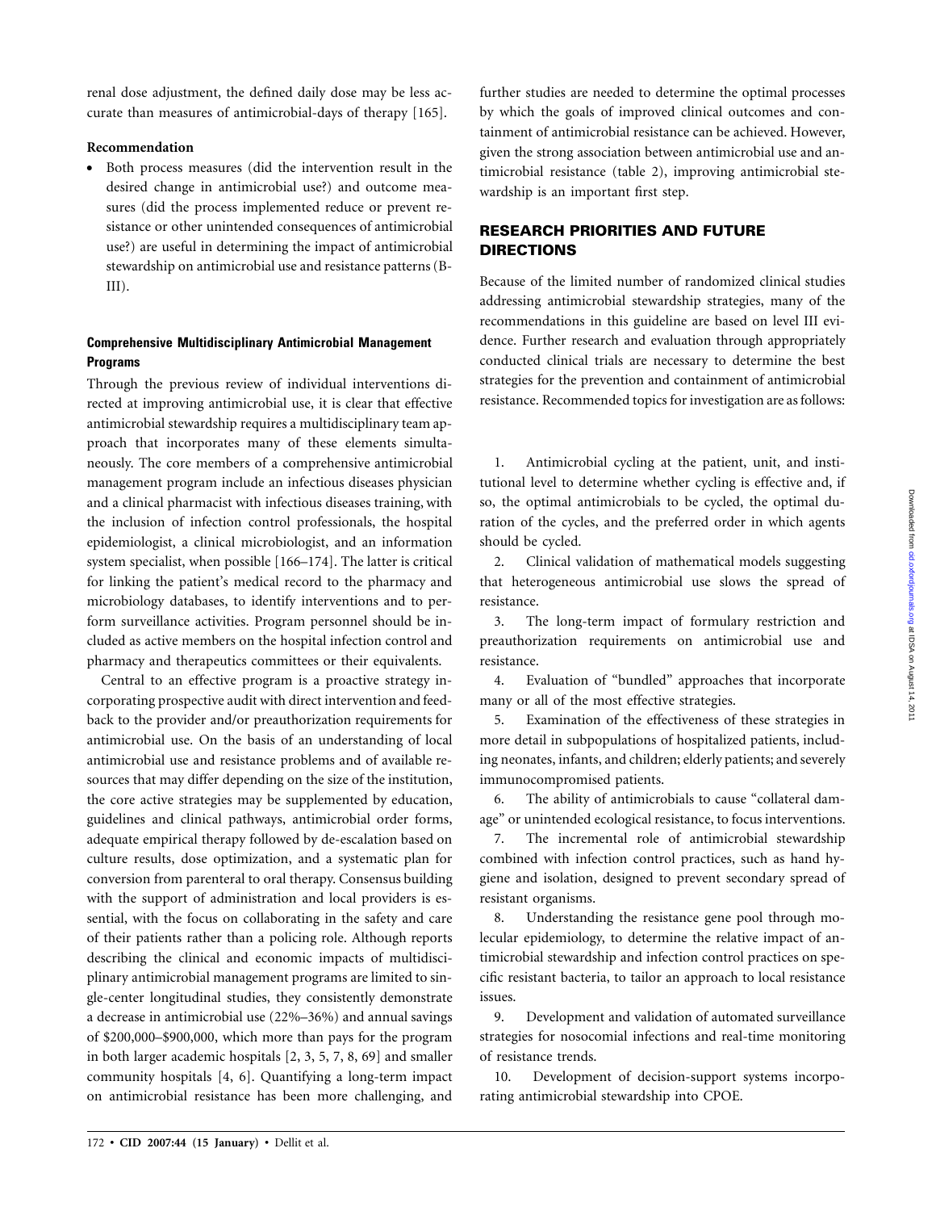renal dose adjustment, the defined daily dose may be less accurate than measures of antimicrobial-days of therapy [165].

**Recommendation**

- Both process measures (did the intervention result in the desired change in antimicrobial use?) and outcome measures (did the process implemented reduce or prevent resistance or other unintended consequences of antimicrobial use?) are useful in determining the impact of antimicrobial stewardship on antimicrobial use and resistance patterns (B-III).

### Comprehensive Multidisciplinary Antimicrobial Management Programs

Through the previous review of individual interventions directed at improving antimicrobial use, it is clear that effective antimicrobial stewardship requires a multidisciplinary team approach that incorporates many of these elements simultaneously. The core members of a comprehensive antimicrobial management program include an infectious diseases physician and a clinical pharmacist with infectious diseases training, with the inclusion of infection control professionals, the hospital epidemiologist, a clinical microbiologist, and an information system specialist, when possible [166–174]. The latter is critical for linking the patient's medical record to the pharmacy and microbiology databases, to identify interventions and to perform surveillance activities. Program personnel should be included as active members on the hospital infection control and pharmacy and therapeutics committees or their equivalents.

Central to an effective program is a proactive strategy incorporating prospective audit with direct intervention and feedback to the provider and/or preauthorization requirements for antimicrobial use. On the basis of an understanding of local antimicrobial use and resistance problems and of available resources that may differ depending on the size of the institution, the core active strategies may be supplemented by education, guidelines and clinical pathways, antimicrobial order forms, adequate empirical therapy followed by de-escalation based on culture results, dose optimization, and a systematic plan for conversion from parenteral to oral therapy. Consensus building with the support of administration and local providers is essential, with the focus on collaborating in the safety and care of their patients rather than a policing role. Although reports describing the clinical and economic impacts of multidisciplinary antimicrobial management programs are limited to single-center longitudinal studies, they consistently demonstrate a decrease in antimicrobial use (22%–36%) and annual savings of $200,000–$900,000, which more than pays for the program in both larger academic hospitals [2, 3, 5, 7, 8, 69] and smaller community hospitals [4, 6]. Quantifying a long-term impact on antimicrobial resistance has been more challenging, and further studies are needed to determine the optimal processes by which the goals of improved clinical outcomes and containment of antimicrobial resistance can be achieved. However, given the strong association between antimicrobial use and antimicrobial resistance (table 2), improving antimicrobial stewardship is an important first step.

## RESEARCH PRIORITIES AND FUTURE DIRECTIONS

Because of the limited number of randomized clinical studies addressing antimicrobial stewardship strategies, many of the recommendations in this guideline are based on level III evidence. Further research and evaluation through appropriately conducted clinical trials are necessary to determine the best strategies for the prevention and containment of antimicrobial resistance. Recommended topics for investigation are as follows:

1. Antimicrobial cycling at the patient, unit, and institutional level to determine whether cycling is effective and, if so, the optimal antimicrobials to be cycled, the optimal duration of the cycles, and the preferred order in which agents should be cycled.
2. Clinical validation of mathematical models suggesting that heterogeneous antimicrobial use slows the spread of resistance.
3. The long-term impact of formulary restriction and preauthorization requirements on antimicrobial use and resistance.
4. Evaluation of "bundled" approaches that incorporate many or all of the most effective strategies.
5. Examination of the effectiveness of these strategies in more detail in subpopulations of hospitalized patients, including neonates, infants, and children; elderly patients; and severely immunocompromised patients.
6. The ability of antimicrobials to cause "collateral damage" or unintended ecological resistance, to focus interventions.
7. The incremental role of antimicrobial stewardship combined with infection control practices, such as hand hygiene and isolation, designed to prevent secondary spread of resistant organisms.
8. Understanding the resistance gene pool through molecular epidemiology, to determine the relative impact of antimicrobial stewardship and infection control practices on specific resistant bacteria, to tailor an approach to local resistance issues.
9. Development and validation of automated surveillance strategies for nosocomial infections and real-time monitoring of resistance trends.
10. Development of decision-support systems incorporating antimicrobial stewardship into CPOE.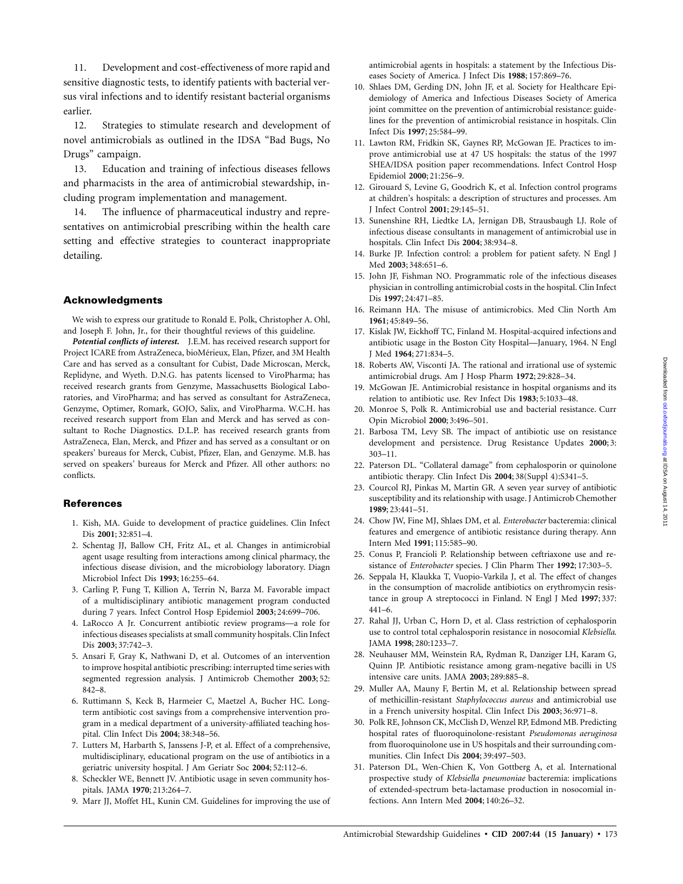11. Development and cost-effectiveness of more rapid and sensitive diagnostic tests, to identify patients with bacterial versus viral infections and to identify resistant bacterial organisms earlier.

12. Strategies to stimulate research and development of novel antimicrobials as outlined in the IDSA "Bad Bugs, No Drugs" campaign.

13. Education and training of infectious diseases fellows and pharmacists in the area of antimicrobial stewardship, including program implementation and management.

14. The influence of pharmaceutical industry and representatives on antimicrobial prescribing within the health care setting and effective strategies to counteract inappropriate detailing.

## Acknowledgments

We wish to express our gratitude to Ronald E. Polk, Christopher A. Ohl, and Joseph F. John, Jr., for their thoughtful reviews of this guideline.

***Potential conflicts of interest.*** J.E.M. has received research support for Project ICARE from AstraZeneca, bioMérieux, Elan, Pfizer, and 3M Health Care and has served as a consultant for Cubist, Dade Microscan, Merck, Replidyne, and Wyeth. D.N.G. has patents licensed to ViroPharma; has received research grants from Genzyme, Massachusetts Biological Laboratories, and ViroPharma; and has served as consultant for AstraZeneca, Genzyme, Optimer, Romark, GOJO, Salix, and ViroPharma. W.C.H. has received research support from Elan and Merck and has served as consultant to Roche Diagnostics. D.L.P. has received research grants from AstraZeneca, Elan, Merck, and Pfizer and has served as a consultant or on speakers' bureaus for Merck, Cubist, Pfizer, Elan, and Genzyme. M.B. has served on speakers' bureaus for Merck and Pfizer. All other authors: no conflicts.

## References

1. Kish, MA. Guide to development of practice guidelines. Clin Infect Dis **2001**; 32:851–4.
2. Schentag JJ, Ballow CH, Fritz AL, et al. Changes in antimicrobial agent usage resulting from interactions among clinical pharmacy, the infectious disease division, and the microbiology laboratory. Diagn Microbiol Infect Dis **1993**; 16:255–64.
3. Carling P, Fung T, Killion A, Terrin N, Barza M. Favorable impact of a multidisciplinary antibiotic management program conducted during 7 years. Infect Control Hosp Epidemiol **2003**; 24:699–706.
4. LaRocco A Jr. Concurrent antibiotic review programs—a role for infectious diseases specialists at small community hospitals. Clin Infect Dis **2003**; 37:742–3.
5. Ansari F, Gray K, Nathwani D, et al. Outcomes of an intervention to improve hospital antibiotic prescribing: interrupted time series with segmented regression analysis. J Antimicrob Chemother **2003**; 52: 842–8.
6. Ruttimann S, Keck B, Harmeier C, Maetzel A, Bucher HC. Long-term antibiotic cost savings from a comprehensive intervention program in a medical department of a university-affiliated teaching hospital. Clin Infect Dis **2004**; 38:348–56.
7. Lutters M, Harbarth S, Janssens J-P, et al. Effect of a comprehensive, multidisciplinary, educational program on the use of antibiotics in a geriatric university hospital. J Am Geriatr Soc **2004**; 52:112–6.
8. Scheckler WE, Bennett JV. Antibiotic usage in seven community hospitals. JAMA **1970**; 213:264–7.
9. Marr JJ, Moffet HL, Kunin CM. Guidelines for improving the use of antimicrobial agents in hospitals: a statement by the Infectious Diseases Society of America. J Infect Dis **1988**; 157:869–76.
10. Shlaes DM, Gerding DN, John JF, et al. Society for Healthcare Epidemiology of America and Infectious Diseases Society of America joint committee on the prevention of antimicrobial resistance: guidelines for the prevention of antimicrobial resistance in hospitals. Clin Infect Dis **1997**; 25:584–99.
11. Lawton RM, Fridkin SK, Gaynes RP, McGowan JE. Practices to improve antimicrobial use at 47 US hospitals: the status of the 1997 SHEA/IDSA position paper recommendations. Infect Control Hosp Epidemiol **2000**; 21:256–9.
12. Girouard S, Levine G, Goodrich K, et al. Infection control programs at children's hospitals: a description of structures and processes. Am J Infect Control **2001**; 29:145–51.
13. Sunenshine RH, Liedtke LA, Jernigan DB, Strausbaugh LJ. Role of infectious disease consultants in management of antimicrobial use in hospitals. Clin Infect Dis **2004**; 38:934–8.
14. Burke JP. Infection control: a problem for patient safety. N Engl J Med **2003**; 348:651–6.
15. John JF, Fishman NO. Programmatic role of the infectious diseases physician in controlling antimicrobial costs in the hospital. Clin Infect Dis **1997**; 24:471–85.
16. Reimann HA. The misuse of antimicrobics. Med Clin North Am **1961**; 45:849–56.
17. Kislak JW, Eickhoff TC, Finland M. Hospital-acquired infections and antibiotic usage in the Boston City Hospital—January, 1964. N Engl J Med **1964**; 271:834–5.
18. Roberts AW, Visconti JA. The rational and irrational use of systemic antimicrobial drugs. Am J Hosp Pharm **1972**; 29:828–34.
19. McGowan JE. Antimicrobial resistance in hospital organisms and its relation to antibiotic use. Rev Infect Dis **1983**; 5:1033–48.
20. Monroe S, Polk R. Antimicrobial use and bacterial resistance. Curr Opin Microbiol **2000**; 3:496–501.
21. Barbosa TM, Levy SB. The impact of antibiotic use on resistance development and persistence. Drug Resistance Updates **2000**; 3: 303–11.
22. Paterson DL. "Collateral damage" from cephalosporin or quinolone antibiotic therapy. Clin Infect Dis **2004**; 38(Suppl 4):S341–5.
23. Courcol RJ, Pinkas M, Martin GR. A seven year survey of antibiotic susceptibility and its relationship with usage. J Antimicrob Chemother **1989**; 23:441–51.
24. Chow JW, Fine MJ, Shlaes DM, et al. *Enterobacter* bacteremia: clinical features and emergence of antibiotic resistance during therapy. Ann Intern Med **1991**; 115:585–90.
25. Conus P, Francioli P. Relationship between ceftriaxone use and resistance of *Enterobacter* species. J Clin Pharm Ther **1992**; 17:303–5.
26. Seppala H, Klaukka T, Vuopio-Varkila J, et al. The effect of changes in the consumption of macrolide antibiotics on erythromycin resistance in group A streptococci in Finland. N Engl J Med **1997**; 337: 441–6.
27. Rahal JJ, Urban C, Horn D, et al. Class restriction of cephalosporin use to control total cephalosporin resistance in nosocomial *Klebsiella.* JAMA **1998**; 280:1233–7.
28. Neuhauser MM, Weinstein RA, Rydman R, Danziger LH, Karam G, Quinn JP. Antibiotic resistance among gram-negative bacilli in US intensive care units. JAMA **2003**; 289:885–8.
29. Muller AA, Mauny F, Bertin M, et al. Relationship between spread of methicillin-resistant *Staphylococcus aureus* and antimicrobial use in a French university hospital. Clin Infect Dis **2003**; 36:971–8.
30. Polk RE, Johnson CK, McClish D, Wenzel RP, Edmond MB. Predicting hospital rates of fluoroquinolone-resistant *Pseudomonas aeruginosa* from fluoroquinolone use in US hospitals and their surrounding communities. Clin Infect Dis **2004**; 39:497–503.
31. Paterson DL, Wen-Chien K, Von Gottberg A, et al. International prospective study of *Klebsiella pneumoniae* bacteremia: implications of extended-spectrum beta-lactamase production in nosocomial infections. Ann Intern Med **2004**; 140:26–32.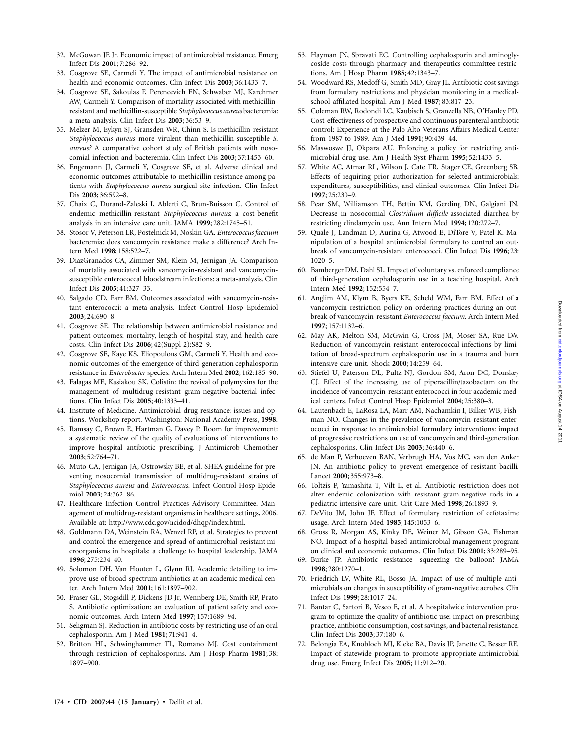32. McGowan JE Jr. Economic impact of antimicrobial resistance. Emerg Infect Dis **2001**; 7:286–92.
33. Cosgrove SE, Carmeli Y. The impact of antimicrobial resistance on health and economic outcomes. Clin Infect Dis **2003**; 36:1433–7.
34. Cosgrove SE, Sakoulas F, Perencevich EN, Schwaber MJ, Karchmer AW, Carmeli Y. Comparison of mortality associated with methicillin-resistant and methicillin-susceptible *Staphylococcus aureus* bacteremia: a meta-analysis. Clin Infect Dis **2003**; 36:53–9.
35. Melzer M, Eykyn SJ, Gransden WR, Chinn S. Is methicillin-resistant *Staphylococcus aureus* more virulent than methicillin-susceptible *S. aureus?* A comparative cohort study of British patients with nosocomial infection and bacteremia. Clin Infect Dis **2003**; 37:1453–60.
36. Engemann JJ, Carmeli Y, Cosgrove SE, et al. Adverse clinical and economic outcomes attributable to methicillin resistance among patients with *Staphylococcus aureus* surgical site infection. Clin Infect Dis **2003**; 36:592–8.
37. Chaix C, Durand-Zaleski I, Ablerti C, Brun-Buisson C. Control of endemic methicillin-resistant *Staphylococcus aureus*: a cost-benefit analysis in an intensive care unit. JAMA **1999**; 282:1745–51.
38. Stosor V, Peterson LR, Postelnick M, Noskin GA. *Enterococcus faecium* bacteremia: does vancomycin resistance make a difference? Arch Intern Med **1998**; 158:522–7.
39. DiazGranados CA, Zimmer SM, Klein M, Jernigan JA. Comparison of mortality associated with vancomycin-resistant and vancomycin-susceptible enterococcal bloodstream infections: a meta-analysis. Clin Infect Dis **2005**; 41:327–33.
40. Salgado CD, Farr BM. Outcomes associated with vancomycin-resistant enterococci: a meta-analysis. Infect Control Hosp Epidemiol **2003**; 24:690–8.
41. Cosgrove SE. The relationship between antimicrobial resistance and patient outcomes: mortality, length of hospital stay, and health care costs. Clin Infect Dis **2006**; 42(Suppl 2):S82–9.
42. Cosgrove SE, Kaye KS, Eliopoulous GM, Carmeli Y. Health and economic outcomes of the emergence of third-generation cephalosporin resistance in *Enterobacter* species. Arch Intern Med **2002**; 162:185–90.
43. Falagas ME, Kasiakou SK. Colistin: the revival of polymyxins for the management of multidrug-resistant gram-negative bacterial infections. Clin Infect Dis **2005**; 40:1333–41.
44. Institute of Medicine. Antimicrobial drug resistance: issues and options. Workshop report. Washington: National Academy Press, **1998**.
45. Ramsay C, Brown E, Hartman G, Davey P. Room for improvement: a systematic review of the quality of evaluations of interventions to improve hospital antibiotic prescribing. J Antimicrob Chemother **2003**; 52:764–71.
46. Muto CA, Jernigan JA, Ostrowsky BE, et al. SHEA guideline for preventing nosocomial transmission of multidrug-resistant strains of *Staphylococcus aureus* and *Enterococcus.* Infect Control Hosp Epidemiol **2003**; 24:362–86.
47. Healthcare Infection Control Practices Advisory Committee. Management of multidrug-resistant organisms in healthcare settings, 2006. Available at: http://www.cdc.gov/ncidod/dhqp/index.html.
48. Goldmann DA, Weinstein RA, Wenzel RP, et al. Strategies to prevent and control the emergence and spread of antimicrobial-resistant microorganisms in hospitals: a challenge to hospital leadership. JAMA **1996**; 275:234–40.
49. Solomon DH, Van Houten L, Glynn RJ. Academic detailing to improve use of broad-spectrum antibiotics at an academic medical center. Arch Intern Med **2001**; 161:1897–902.
50. Fraser GL, Stogsdill P, Dickens JD Jr, Wennberg DE, Smith RP, Prato S. Antibiotic optimization: an evaluation of patient safety and economic outcomes. Arch Intern Med **1997**; 157:1689–94.
51. Seligman SJ. Reduction in antibiotic costs by restricting use of an oral cephalosporin. Am J Med **1981**; 71:941–4.
52. Britton HL, Schwinghammer TL, Romano MJ. Cost containment through restriction of cephalosporins. Am J Hosp Pharm **1981**; 38: 1897–900.
53. Hayman JN, Sbravati EC. Controlling cephalosporin and aminoglycoside costs through pharmacy and therapeutics committee restrictions. Am J Hosp Pharm **1985**; 42:1343–7.
54. Woodward RS, Medoff G, Smith MD, Gray JL. Antibiotic cost savings from formulary restrictions and physician monitoring in a medical-school-affiliated hospital. Am J Med **1987**; 83:817–23.
55. Coleman RW, Rodondi LC, Kaubisch S, Granzella NB, O'Hanley PD. Cost-effectiveness of prospective and continuous parenteral antibiotic control: Experience at the Palo Alto Veterans Affairs Medical Center from 1987 to 1989. Am J Med **1991**; 90:439–44.
56. Maswoswe JJ, Okpara AU. Enforcing a policy for restricting antimicrobial drug use. Am J Health Syst Pharm **1995**; 52:1433–5.
57. White AC, Atmar RL, Wilson J, Cate TR, Stager CE, Greenberg SB. Effects of requiring prior authorization for selected antimicrobials: expenditures, susceptibilities, and clinical outcomes. Clin Infect Dis **1997**; 25:230–9.
58. Pear SM, Williamson TH, Bettin KM, Gerding DN, Galgiani JN. Decrease in nosocomial *Clostridium difficile*-associated diarrhea by restricting clindamycin use. Ann Intern Med **1994**; 120:272–7.
59. Quale J, Landman D, Aurina G, Atwood E, DiTore V, Patel K. Manipulation of a hospital antimicrobial formulary to control an outbreak of vancomycin-resistant enterococci. Clin Infect Dis **1996**; 23: 1020–5.
60. Bamberger DM, Dahl SL. Impact of voluntary vs. enforced compliance of third-generation cephalosporin use in a teaching hospital. Arch Intern Med **1992**; 152:554–7.
61. Anglim AM, Klym B, Byers KE, Scheld WM, Farr BM. Effect of a vancomycin restriction policy on ordering practices during an outbreak of vancomycin-resistant *Enterococcus faecium.* Arch Intern Med **1997**; 157:1132–6.
62. May AK, Melton SM, McGwin G, Cross JM, Moser SA, Rue LW. Reduction of vancomycin-resistant enterococcal infections by limitation of broad-spectrum cephalosporin use in a trauma and burn intensive care unit. Shock **2000**; 14:259–64.
63. Stiefel U, Paterson DL, Pultz NJ, Gordon SM, Aron DC, Donskey CJ. Effect of the increasing use of piperacillin/tazobactam on the incidence of vancomycin-resistant enterococci in four academic medical centers. Infect Control Hosp Epidemiol **2004**; 25:380–3.
64. Lautenbach E, LaRosa LA, Marr AM, Nachamkin I, Bilker WB, Fishman NO. Changes in the prevalence of vancomycin-resistant enterococci in response to antimicrobial formulary interventions: impact of progressive restrictions on use of vancomycin and third-generation cephalosporins. Clin Infect Dis **2003**; 36:440–6.
65. de Man P, Verhoeven BAN, Verbrugh HA, Vos MC, van den Anker JN. An antibiotic policy to prevent emergence of resistant bacilli. Lancet **2000**; 355:973–8.
66. Toltzis P, Yamashita T, Vilt L, et al. Antibiotic restriction does not alter endemic colonization with resistant gram-negative rods in a pediatric intensive care unit. Crit Care Med **1998**; 26:1893–9.
67. DeVito JM, John JF. Effect of formulary restriction of cefotaxime usage. Arch Intern Med **1985**; 145:1053–6.
68. Gross R, Morgan AS, Kinky DE, Weiner M, Gibson GA, Fishman NO. Impact of a hospital-based antimicrobial management program on clinical and economic outcomes. Clin Infect Dis **2001**; 33:289–95.
69. Burke JP. Antibiotic resistance—squeezing the balloon? JAMA **1998**; 280:1270–1.
70. Friedrich LV, White RL, Bosso JA. Impact of use of multiple antimicrobials on changes in susceptibility of gram-negative aerobes. Clin Infect Dis **1999**; 28:1017–24.
71. Bantar C, Sartori B, Vesco E, et al. A hospitalwide intervention program to optimize the quality of antibiotic use: impact on prescribing practice, antibiotic consumption, cost savings, and bacterial resistance. Clin Infect Dis **2003**; 37:180–6.
72. Belongia EA, Knobloch MJ, Kieke BA, Davis JP, Janette C, Besser RE. Impact of statewide program to promote appropriate antimicrobial drug use. Emerg Infect Dis **2005**; 11:912–20.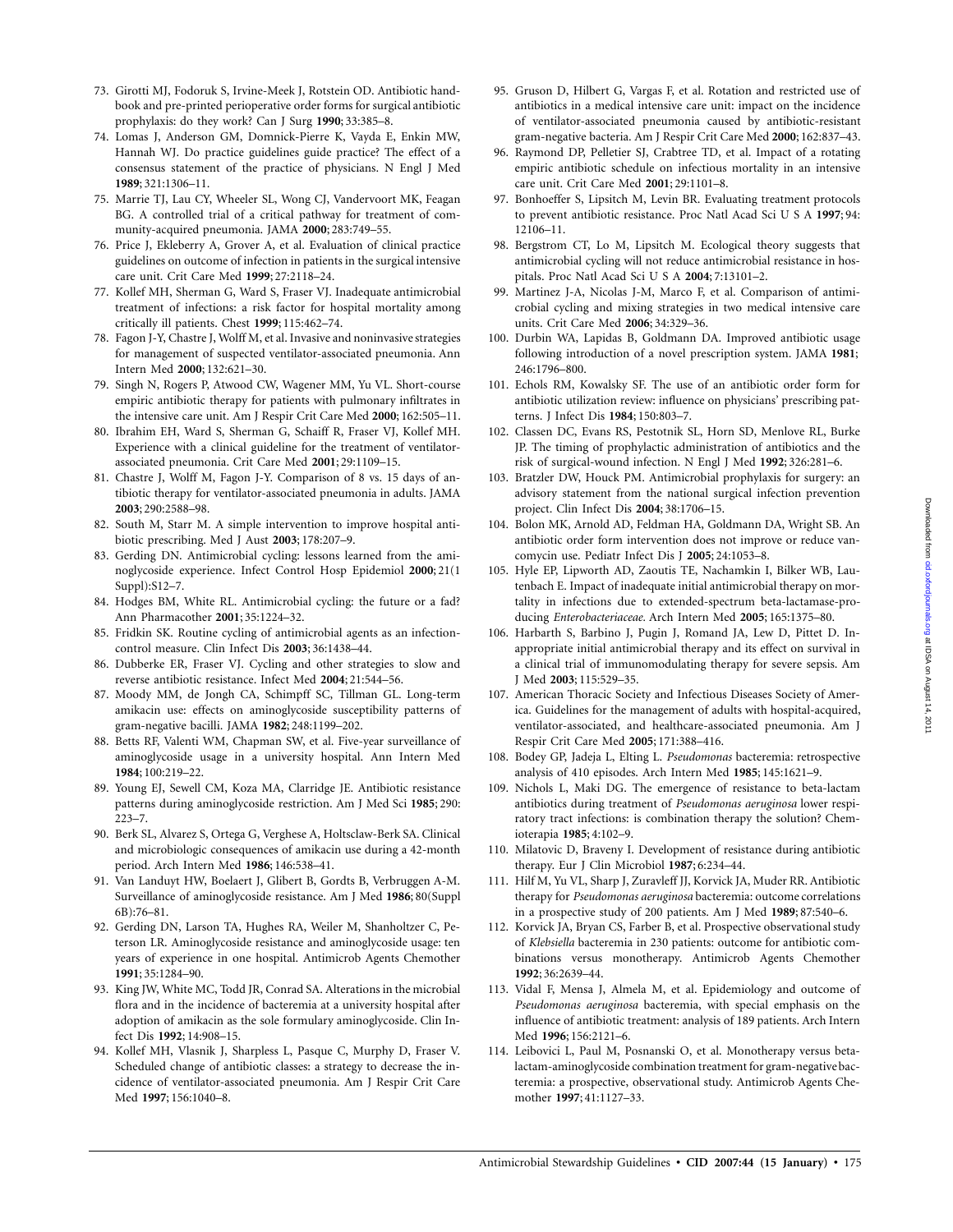73. Girotti MJ, Fodoruk S, Irvine-Meek J, Rotstein OD. Antibiotic handbook and pre-printed perioperative order forms for surgical antibiotic prophylaxis: do they work? Can J Surg **1990**; 33:385–8.

74. Lomas J, Anderson GM, Domnick-Pierre K, Vayda E, Enkin MW, Hannah WJ. Do practice guidelines guide practice? The effect of a consensus statement of the practice of physicians. N Engl J Med **1989**; 321:1306–11.

75. Marrie TJ, Lau CY, Wheeler SL, Wong CJ, Vandervoort MK, Feagan BG. A controlled trial of a critical pathway for treatment of community-acquired pneumonia. JAMA **2000**; 283:749–55.

76. Price J, Ekleberry A, Grover A, et al. Evaluation of clinical practice guidelines on outcome of infection in patients in the surgical intensive care unit. Crit Care Med **1999**; 27:2118–24.

77. Kollef MH, Sherman G, Ward S, Fraser VJ. Inadequate antimicrobial treatment of infections: a risk factor for hospital mortality among critically ill patients. Chest **1999**; 115:462–74.

78. Fagon J-Y, Chastre J, Wolff M, et al. Invasive and noninvasive strategies for management of suspected ventilator-associated pneumonia. Ann Intern Med **2000**; 132:621–30.

79. Singh N, Rogers P, Atwood CW, Wagener MM, Yu VL. Short-course empiric antibiotic therapy for patients with pulmonary infiltrates in the intensive care unit. Am J Respir Crit Care Med **2000**; 162:505–11.

80. Ibrahim EH, Ward S, Sherman G, Schaiff R, Fraser VJ, Kollef MH. Experience with a clinical guideline for the treatment of ventilator-associated pneumonia. Crit Care Med **2001**; 29:1109–15.

81. Chastre J, Wolff M, Fagon J-Y. Comparison of 8 vs. 15 days of antibiotic therapy for ventilator-associated pneumonia in adults. JAMA **2003**; 290:2588–98.

82. South M, Starr M. A simple intervention to improve hospital antibiotic prescribing. Med J Aust **2003**; 178:207–9.

83. Gerding DN. Antimicrobial cycling: lessons learned from the aminoglycoside experience. Infect Control Hosp Epidemiol **2000**; 21(1 Suppl):S12–7.

84. Hodges BM, White RL. Antimicrobial cycling: the future or a fad? Ann Pharmacother **2001**; 35:1224–32.

85. Fridkin SK. Routine cycling of antimicrobial agents as an infection-control measure. Clin Infect Dis **2003**; 36:1438–44.

86. Dubberke ER, Fraser VJ. Cycling and other strategies to slow and reverse antibiotic resistance. Infect Med **2004**; 21:544–56.

87. Moody MM, de Jongh CA, Schimpff SC, Tillman GL. Long-term amikacin use: effects on aminoglycoside susceptibility patterns of gram-negative bacilli. JAMA **1982**; 248:1199–202.

88. Betts RF, Valenti WM, Chapman SW, et al. Five-year surveillance of aminoglycoside usage in a university hospital. Ann Intern Med **1984**; 100:219–22.

89. Young EJ, Sewell CM, Koza MA, Clarridge JE. Antibiotic resistance patterns during aminoglycoside restriction. Am J Med Sci **1985**; 290: 223–7.

90. Berk SL, Alvarez S, Ortega G, Verghese A, Holtsclaw-Berk SA. Clinical and microbiologic consequences of amikacin use during a 42-month period. Arch Intern Med **1986**; 146:538–41.

91. Van Landuyt HW, Boelaert J, Glibert B, Gordts B, Verbruggen A-M. Surveillance of aminoglycoside resistance. Am J Med **1986**; 80(Suppl 6B):76–81.

92. Gerding DN, Larson TA, Hughes RA, Weiler M, Shanholtzer C, Peterson LR. Aminoglycoside resistance and aminoglycoside usage: ten years of experience in one hospital. Antimicrob Agents Chemother **1991**; 35:1284–90.

93. King JW, White MC, Todd JR, Conrad SA. Alterations in the microbial flora and in the incidence of bacteremia at a university hospital after adoption of amikacin as the sole formulary aminoglycoside. Clin Infect Dis **1992**; 14:908–15.

94. Kollef MH, Vlasnik J, Sharpless L, Pasque C, Murphy D, Fraser V. Scheduled change of antibiotic classes: a strategy to decrease the incidence of ventilator-associated pneumonia. Am J Respir Crit Care Med **1997**; 156:1040–8.

95. Gruson D, Hilbert G, Vargas F, et al. Rotation and restricted use of antibiotics in a medical intensive care unit: impact on the incidence of ventilator-associated pneumonia caused by antibiotic-resistant gram-negative bacteria. Am J Respir Crit Care Med **2000**; 162:837–43.

96. Raymond DP, Pelletier SJ, Crabtree TD, et al. Impact of a rotating empiric antibiotic schedule on infectious mortality in an intensive care unit. Crit Care Med **2001**; 29:1101–8.

97. Bonhoeffer S, Lipsitch M, Levin BR. Evaluating treatment protocols to prevent antibiotic resistance. Proc Natl Acad Sci U S A **1997**; 94: 12106–11.

98. Bergstrom CT, Lo M, Lipsitch M. Ecological theory suggests that antimicrobial cycling will not reduce antimicrobial resistance in hospitals. Proc Natl Acad Sci U S A **2004**; 7:13101–2.

99. Martinez J-A, Nicolas J-M, Marco F, et al. Comparison of antimicrobial cycling and mixing strategies in two medical intensive care units. Crit Care Med **2006**; 34:329–36.

100. Durbin WA, Lapidas B, Goldmann DA. Improved antibiotic usage following introduction of a novel prescription system. JAMA **1981**; 246:1796–800.

101. Echols RM, Kowalsky SF. The use of an antibiotic order form for antibiotic utilization review: influence on physicians' prescribing patterns. J Infect Dis **1984**; 150:803–7.

102. Classen DC, Evans RS, Pestotnik SL, Horn SD, Menlove RL, Burke JP. The timing of prophylactic administration of antibiotics and the risk of surgical-wound infection. N Engl J Med **1992**; 326:281–6.

103. Bratzler DW, Houck PM. Antimicrobial prophylaxis for surgery: an advisory statement from the national surgical infection prevention project. Clin Infect Dis **2004**; 38:1706–15.

104. Bolon MK, Arnold AD, Feldman HA, Goldmann DA, Wright SB. An antibiotic order form intervention does not improve or reduce vancomycin use. Pediatr Infect Dis J **2005**; 24:1053–8.

105. Hyle EP, Lipworth AD, Zaoutis TE, Nachamkin I, Bilker WB, Lautenbach E. Impact of inadequate initial antimicrobial therapy on mortality in infections due to extended-spectrum beta-lactamase-producing *Enterobacteriaceae.* Arch Intern Med **2005**; 165:1375–80.

106. Harbarth S, Barbino J, Pugin J, Romand JA, Lew D, Pittet D. Inappropriate initial antimicrobial therapy and its effect on survival in a clinical trial of immunomodulating therapy for severe sepsis. Am J Med **2003**; 115:529–35.

107. American Thoracic Society and Infectious Diseases Society of America. Guidelines for the management of adults with hospital-acquired, ventilator-associated, and healthcare-associated pneumonia. Am J Respir Crit Care Med **2005**; 171:388–416.

108. Bodey GP, Jadeja L, Elting L. *Pseudomonas* bacteremia: retrospective analysis of 410 episodes. Arch Intern Med **1985**; 145:1621–9.

109. Nichols L, Maki DG. The emergence of resistance to beta-lactam antibiotics during treatment of *Pseudomonas aeruginosa* lower respiratory tract infections: is combination therapy the solution? Chemioterapia **1985**; 4:102–9.

110. Milatovic D, Braveny I. Development of resistance during antibiotic therapy. Eur J Clin Microbiol **1987**; 6:234–44.

111. Hilf M, Yu VL, Sharp J, Zuravleff JJ, Korvick JA, Muder RR. Antibiotic therapy for *Pseudomonas aeruginosa* bacteremia: outcome correlations in a prospective study of 200 patients. Am J Med **1989**; 87:540–6.

112. Korvick JA, Bryan CS, Farber B, et al. Prospective observational study of *Klebsiella* bacteremia in 230 patients: outcome for antibiotic combinations versus monotherapy. Antimicrob Agents Chemother **1992**; 36:2639–44.

113. Vidal F, Mensa J, Almela M, et al. Epidemiology and outcome of *Pseudomonas aeruginosa* bacteremia, with special emphasis on the influence of antibiotic treatment: analysis of 189 patients. Arch Intern Med **1996**; 156:2121–6.

114. Leibovici L, Paul M, Posnanski O, et al. Monotherapy versus beta-lactam-aminoglycoside combination treatment for gram-negative bacteremia: a prospective, observational study. Antimicrob Agents Chemother **1997**; 41:1127–33.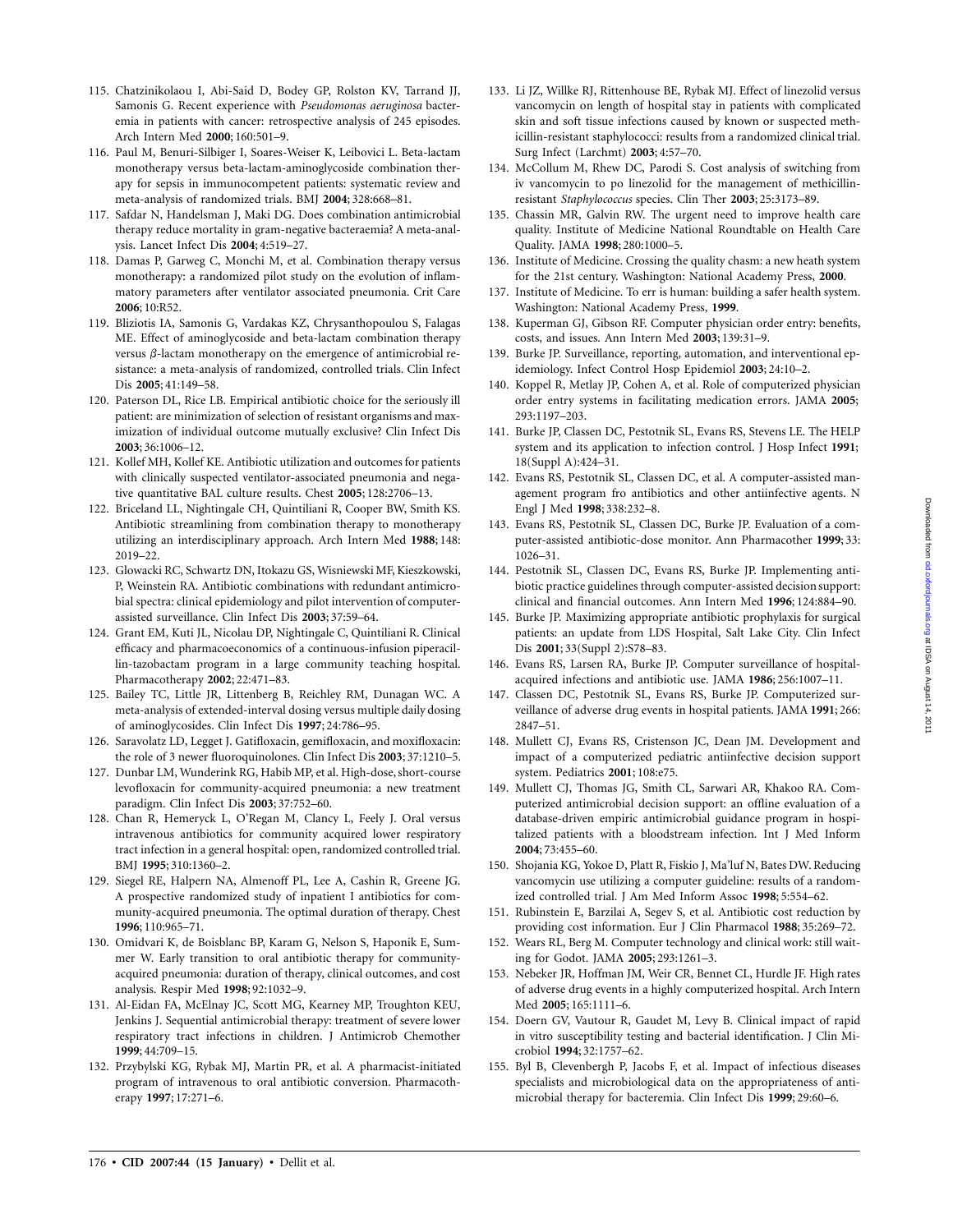115. Chatzinikolaou I, Abi-Said D, Bodey GP, Rolston KV, Tarrand JJ, Samonis G. Recent experience with *Pseudomonas aeruginosa* bacteremia in patients with cancer: retrospective analysis of 245 episodes. Arch Intern Med **2000**; 160:501–9.
116. Paul M, Benuri-Silbiger I, Soares-Weiser K, Leibovici L. Beta-lactam monotherapy versus beta-lactam-aminoglycoside combination therapy for sepsis in immunocompetent patients: systematic review and meta-analysis of randomized trials. BMJ **2004**; 328:668–81.
117. Safdar N, Handelsman J, Maki DG. Does combination antimicrobial therapy reduce mortality in gram-negative bacteraemia? A meta-analysis. Lancet Infect Dis **2004**; 4:519–27.
118. Damas P, Garweg C, Monchi M, et al. Combination therapy versus monotherapy: a randomized pilot study on the evolution of inflammatory parameters after ventilator associated pneumonia. Crit Care **2006**; 10:R52.
119. Bliziotis IA, Samonis G, Vardakas KZ, Chrysanthopoulou S, Falagas ME. Effect of aminoglycoside and beta-lactam combination therapy versus $\beta$-lactam monotherapy on the emergence of antimicrobial resistance: a meta-analysis of randomized, controlled trials. Clin Infect Dis **2005**; 41:149–58.
120. Paterson DL, Rice LB. Empirical antibiotic choice for the seriously ill patient: are minimization of selection of resistant organisms and maximization of individual outcome mutually exclusive? Clin Infect Dis **2003**; 36:1006–12.
121. Kollef MH, Kollef KE. Antibiotic utilization and outcomes for patients with clinically suspected ventilator-associated pneumonia and negative quantitative BAL culture results. Chest **2005**; 128:2706–13.
122. Briceland LL, Nightingale CH, Quintiliani R, Cooper BW, Smith KS. Antibiotic streamlining from combination therapy to monotherapy utilizing an interdisciplinary approach. Arch Intern Med **1988**; 148: 2019–22.
123. Glowacki RC, Schwartz DN, Itokazu GS, Wisniewski MF, Kieszkowski, P, Weinstein RA. Antibiotic combinations with redundant antimicrobial spectra: clinical epidemiology and pilot intervention of computer-assisted surveillance. Clin Infect Dis **2003**; 37:59–64.
124. Grant EM, Kuti JL, Nicolau DP, Nightingale C, Quintiliani R. Clinical efficacy and pharmacoeconomics of a continuous-infusion piperacillin-tazobactam program in a large community teaching hospital. Pharmacotherapy **2002**; 22:471–83.
125. Bailey TC, Little JR, Littenberg B, Reichley RM, Dunagan WC. A meta-analysis of extended-interval dosing versus multiple daily dosing of aminoglycosides. Clin Infect Dis **1997**; 24:786–95.
126. Saravolatz LD, Legget J. Gatifloxacin, gemifloxacin, and moxifloxacin: the role of 3 newer fluoroquinolones. Clin Infect Dis **2003**; 37:1210–5.
127. Dunbar LM, Wunderink RG, Habib MP, et al. High-dose, short-course levofloxacin for community-acquired pneumonia: a new treatment paradigm. Clin Infect Dis **2003**; 37:752–60.
128. Chan R, Hemeryck L, O'Regan M, Clancy L, Feely J. Oral versus intravenous antibiotics for community acquired lower respiratory tract infection in a general hospital: open, randomized controlled trial. BMJ **1995**; 310:1360–2.
129. Siegel RE, Halpern NA, Almenoff PL, Lee A, Cashin R, Greene JG. A prospective randomized study of inpatient I antibiotics for community-acquired pneumonia. The optimal duration of therapy. Chest **1996**; 110:965–71.
130. Omidvari K, de Boisblanc BP, Karam G, Nelson S, Haponik E, Summer W. Early transition to oral antibiotic therapy for community-acquired pneumonia: duration of therapy, clinical outcomes, and cost analysis. Respir Med **1998**; 92:1032–9.
131. Al-Eidan FA, McElnay JC, Scott MG, Kearney MP, Troughton KEU, Jenkins J. Sequential antimicrobial therapy: treatment of severe lower respiratory tract infections in children. J Antimicrob Chemother **1999**; 44:709–15.
132. Przybylski KG, Rybak MJ, Martin PR, et al. A pharmacist-initiated program of intravenous to oral antibiotic conversion. Pharmacotherapy **1997**; 17:271–6.
133. Li JZ, Willke RJ, Rittenhouse BE, Rybak MJ. Effect of linezolid versus vancomycin on length of hospital stay in patients with complicated skin and soft tissue infections caused by known or suspected methicillin-resistant staphylococci: results from a randomized clinical trial. Surg Infect (Larchmt) **2003**; 4:57–70.
134. McCollum M, Rhew DC, Parodi S. Cost analysis of switching from iv vancomycin to po linezolid for the management of methicillin-resistant *Staphylococcus* species. Clin Ther **2003**; 25:3173–89.
135. Chassin MR, Galvin RW. The urgent need to improve health care quality. Institute of Medicine National Roundtable on Health Care Quality. JAMA **1998**; 280:1000–5.
136. Institute of Medicine. Crossing the quality chasm: a new heath system for the 21st century. Washington: National Academy Press, **2000**.
137. Institute of Medicine. To err is human: building a safer health system. Washington: National Academy Press, **1999**.
138. Kuperman GJ, Gibson RF. Computer physician order entry: benefits, costs, and issues. Ann Intern Med **2003**; 139:31–9.
139. Burke JP. Surveillance, reporting, automation, and interventional epidemiology. Infect Control Hosp Epidemiol **2003**; 24:10–2.
140. Koppel R, Metlay JP, Cohen A, et al. Role of computerized physician order entry systems in facilitating medication errors. JAMA **2005**; 293:1197–203.
141. Burke JP, Classen DC, Pestotnik SL, Evans RS, Stevens LE. The HELP system and its application to infection control. J Hosp Infect **1991**; 18(Suppl A):424–31.
142. Evans RS, Pestotnik SL, Classen DC, et al. A computer-assisted management program fro antibiotics and other antiinfective agents. N Engl J Med **1998**; 338:232–8.
143. Evans RS, Pestotnik SL, Classen DC, Burke JP. Evaluation of a computer-assisted antibiotic-dose monitor. Ann Pharmacother **1999**; 33: 1026–31.
144. Pestotnik SL, Classen DC, Evans RS, Burke JP. Implementing antibiotic practice guidelines through computer-assisted decision support: clinical and financial outcomes. Ann Intern Med **1996**; 124:884–90.
145. Burke JP. Maximizing appropriate antibiotic prophylaxis for surgical patients: an update from LDS Hospital, Salt Lake City. Clin Infect Dis **2001**; 33(Suppl 2):S78–83.
146. Evans RS, Larsen RA, Burke JP. Computer surveillance of hospital-acquired infections and antibiotic use. JAMA **1986**; 256:1007–11.
147. Classen DC, Pestotnik SL, Evans RS, Burke JP. Computerized surveillance of adverse drug events in hospital patients. JAMA **1991**; 266: 2847–51.
148. Mullett CJ, Evans RS, Cristenson JC, Dean JM. Development and impact of a computerized pediatric antiinfective decision support system. Pediatrics **2001**; 108:e75.
149. Mullett CJ, Thomas JG, Smith CL, Sarwari AR, Khakoo RA. Computerized antimicrobial decision support: an offline evaluation of a database-driven empiric antimicrobial guidance program in hospitalized patients with a bloodstream infection. Int J Med Inform **2004**; 73:455–60.
150. Shojania KG, Yokoe D, Platt R, Fiskio J, Ma'luf N, Bates DW. Reducing vancomycin use utilizing a computer guideline: results of a randomized controlled trial. J Am Med Inform Assoc **1998**; 5:554–62.
151. Rubinstein E, Barzilai A, Segev S, et al. Antibiotic cost reduction by providing cost information. Eur J Clin Pharmacol **1988**; 35:269–72.
152. Wears RL, Berg M. Computer technology and clinical work: still waiting for Godot. JAMA **2005**; 293:1261–3.
153. Nebeker JR, Hoffman JM, Weir CR, Bennet CL, Hurdle JF. High rates of adverse drug events in a highly computerized hospital. Arch Intern Med **2005**; 165:1111–6.
154. Doern GV, Vautour R, Gaudet M, Levy B. Clinical impact of rapid in vitro susceptibility testing and bacterial identification. J Clin Microbiol **1994**; 32:1757–62.
155. Byl B, Clevenbergh P, Jacobs F, et al. Impact of infectious diseases specialists and microbiological data on the appropriateness of antimicrobial therapy for bacteremia. Clin Infect Dis **1999**; 29:60–6.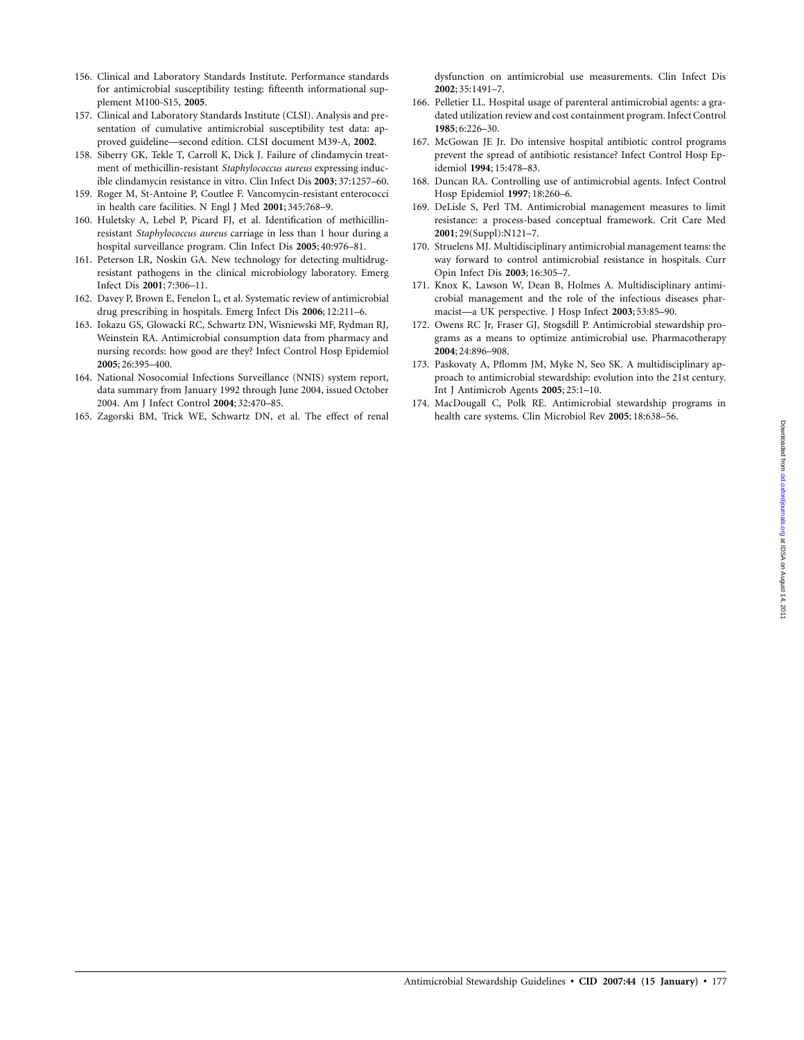156. Clinical and Laboratory Standards Institute. Performance standards for antimicrobial susceptibility testing: fifteenth informational supplement M100-S15, **2005**.
157. Clinical and Laboratory Standards Institute (CLSI). Analysis and presentation of cumulative antimicrobial susceptibility test data: approved guideline—second edition. CLSI document M39-A, **2002**.
158. Siberry GK, Tekle T, Carroll K, Dick J. Failure of clindamycin treatment of methicillin-resistant *Staphylococcus aureus* expressing inducible clindamycin resistance in vitro. Clin Infect Dis **2003**; 37:1257–60.
159. Roger M, St-Antoine P, Coutlee F. Vancomycin-resistant enterococci in health care facilities. N Engl J Med **2001**; 345:768–9.
160. Huletsky A, Lebel P, Picard FJ, et al. Identification of methicillin-resistant *Staphylococcus aureus* carriage in less than 1 hour during a hospital surveillance program. Clin Infect Dis **2005**; 40:976–81.
161. Peterson LR, Noskin GA. New technology for detecting multidrug-resistant pathogens in the clinical microbiology laboratory. Emerg Infect Dis **2001**; 7:306–11.
162. Davey P, Brown E, Fenelon L, et al. Systematic review of antimicrobial drug prescribing in hospitals. Emerg Infect Dis **2006**; 12:211–6.
163. Iokazu GS, Glowacki RC, Schwartz DN, Wisniewski MF, Rydman RJ, Weinstein RA. Antimicrobial consumption data from pharmacy and nursing records: how good are they? Infect Control Hosp Epidemiol **2005**; 26:395–400.
164. National Nosocomial Infections Surveillance (NNIS) system report, data summary from January 1992 through June 2004, issued October 2004. Am J Infect Control **2004**; 32:470–85.
165. Zagorski BM, Trick WE, Schwartz DN, et al. The effect of renal dysfunction on antimicrobial use measurements. Clin Infect Dis **2002**; 35:1491–7.
166. Pelletier LL. Hospital usage of parenteral antimicrobial agents: a gradated utilization review and cost containment program. Infect Control **1985**; 6:226–30.
167. McGowan JE Jr. Do intensive hospital antibiotic control programs prevent the spread of antibiotic resistance? Infect Control Hosp Epidemiol **1994**; 15:478–83.
168. Duncan RA. Controlling use of antimicrobial agents. Infect Control Hosp Epidemiol **1997**; 18:260–6.
169. DeLisle S, Perl TM. Antimicrobial management measures to limit resistance: a process-based conceptual framework. Crit Care Med **2001**; 29(Suppl):N121–7.
170. Struelens MJ. Multidisciplinary antimicrobial management teams: the way forward to control antimicrobial resistance in hospitals. Curr Opin Infect Dis **2003**; 16:305–7.
171. Knox K, Lawson W, Dean B, Holmes A. Multidisciplinary antimicrobial management and the role of the infectious diseases pharmacist—a UK perspective. J Hosp Infect **2003**; 53:85–90.
172. Owens RC Jr, Fraser GJ, Stogsdill P. Antimicrobial stewardship programs as a means to optimize antimicrobial use. Pharmacotherapy **2004**; 24:896–908.
173. Paskovaty A, Pflomm JM, Myke N, Seo SK. A multidisciplinary approach to antimicrobial stewardship: evolution into the 21st century. Int J Antimicrob Agents **2005**; 25:1–10.
174. MacDougall C, Polk RE. Antimicrobial stewardship programs in health care systems. Clin Microbiol Rev **2005**; 18:638–56.